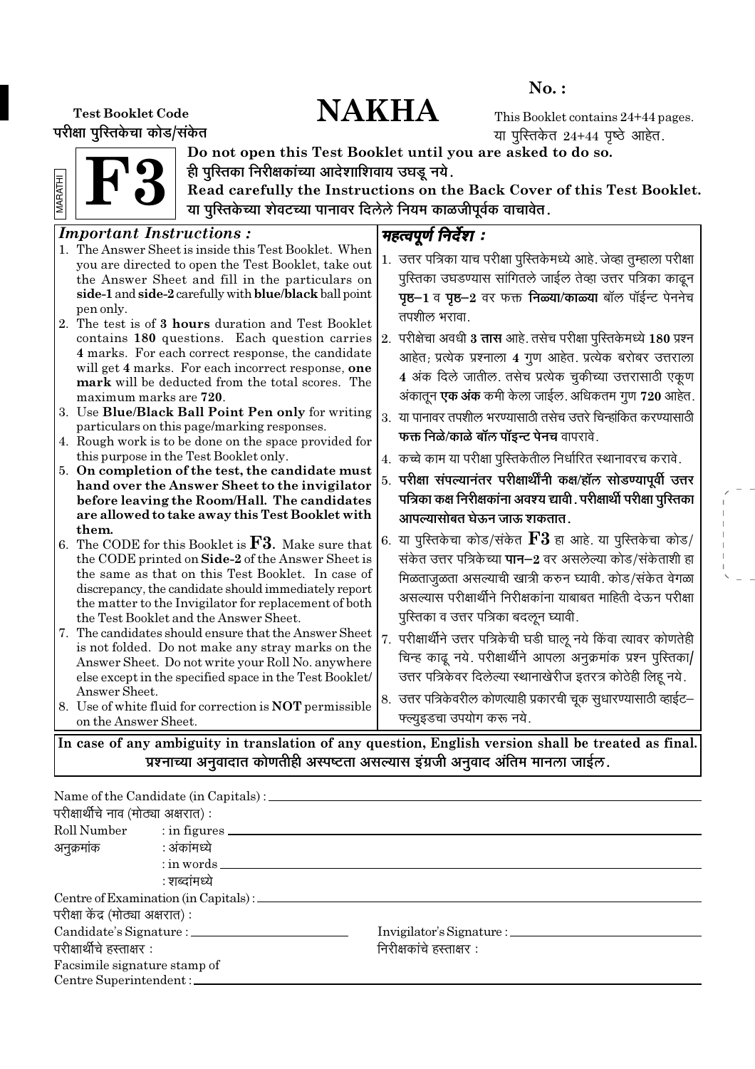**No. :**

**Test Booklet Code**
**परीक्षा पुस्तिकेचा कोड/संकेत**

# NAKHA

This Booklet contains 24+44 pages.
या पुस्तिकेत 24+44 पृष्ठे आहेत.

MARATHI

# F3

**Do not open this Test Booklet until you are asked to do so.**
**ही पुस्तिका निरीक्षकांच्या आदेशाशिवाय उघडू नये.**
**Read carefully the Instructions on the Back Cover of this Test Booklet.**
**या पुस्तिकेच्या शेवटच्या पानावर दिलेले नियम काळजीपूर्वक वाचावेत.**

***Important Instructions :***

1. The Answer Sheet is inside this Test Booklet. When you are directed to open the Test Booklet, take out the Answer Sheet and fill in the particulars on **side-1** and **side-2** carefully with **blue/black** ball point pen only.
2. The test is of **3 hours** duration and Test Booklet contains 180 questions. Each question carries **4** marks. For each correct response, the candidate will get **4** marks. For each incorrect response, **one mark** will be deducted from the total scores. The maximum marks are **720**.
3. Use **Blue/Black Ball Point Pen only** for writing particulars on this page/marking responses.
4. Rough work is to be done on the space provided for this purpose in the Test Booklet only.
5. **On completion of the test, the candidate must hand over the Answer Sheet to the invigilator before leaving the Room/Hall. The candidates are allowed to take away this Test Booklet with them.**
6. The CODE for this Booklet is **F3**. Make sure that the CODE printed on **Side-2** of the Answer Sheet is the same as that on this Test Booklet. In case of discrepancy, the candidate should immediately report the matter to the Invigilator for replacement of both the Test Booklet and the Answer Sheet.
7. The candidates should ensure that the Answer Sheet is not folded. Do not make any stray marks on the Answer Sheet. Do not write your Roll No. anywhere else except in the specified space in the Test Booklet/Answer Sheet.
8. Use of white fluid for correction is **NOT** permissible on the Answer Sheet.

***महत्वपूर्ण निर्देश :***

1. उत्तर पत्रिका याच परीक्षा पुस्तिकेमध्ये आहे. जेव्हा तुम्हाला परीक्षा पुस्तिका उघडण्यास सांगितले जाईल तेव्हा उत्तर पत्रिका काढून **पृष्ठ–1** व **पृष्ठ–2** वर फक्त **निळ्या/काळ्या** बॉल पॉईन्ट पेननेच तपशील भरावा.
2. परीक्षेचा अवधी **3 तास** आहे. तसेच परीक्षा पुस्तिकेमध्ये **180** प्रश्न आहेत; प्रत्येक प्रश्नाला **4** गुण आहेत. प्रत्येक बरोबर उत्तराला **4** अंक दिले जातील. तसेच प्रत्येक चुकीच्या उत्तरासाठी एकूण अंकातून **एक अंक** कमी केला जाईल. अधिकतम गुण **720** आहेत.
3. या पानावर तपशील भरण्यासाठी तसेच उत्तरे चिन्हांकित करण्यासाठी **फक्त निळे/काळे बॉल पॉइन्ट पेनच** वापरावे.
4. कच्चे काम या परीक्षा पुस्तिकेतील निर्धारित स्थानावरच करावे.
5. **परीक्षा संपल्यानंतर परीक्षार्थींनी कक्ष/हॉल सोडण्यापूर्वी उत्तर पत्रिका कक्ष निरीक्षकांना अवश्य द्यावी. परीक्षार्थी परीक्षा पुस्तिका आपल्यासोबत घेऊन जाऊ शकतात.**
6. या पुस्तिकेचा कोड/संकेत **F3** हा आहे. या पुस्तिकेचा कोड/संकेत उत्तर पत्रिकेच्या **पान–2** वर असलेल्या कोड/संकेताशी हा मिळताजुळता असल्याची खात्री करुन घ्यावी. कोड/संकेत वेगळा असल्यास परीक्षार्थीने निरीक्षकांना याबाबत माहिती देऊन परीक्षा पुस्तिका व उत्तर पत्रिका बदलून घ्यावी.
7. परीक्षार्थीने उत्तर पत्रिकेची घडी घालू नये किंवा त्यावर कोणतेही चिन्ह काढू नये. परीक्षार्थीने आपला अनुक्रमांक प्रश्न पुस्तिका/उत्तर पत्रिकेवर दिलेल्या स्थानाखेरीज इतरत्र कोठेही लिहू नये.
8. उत्तर पत्रिकेवरील कोणत्याही प्रकारची चूक सुधारण्यासाठी व्हाईट–फ्ल्युइडचा उपयोग करू नये.

**In case of any ambiguity in translation of any question, English version shall be treated as final.**
**प्रश्नाच्या अनुवादात कोणतीही अस्पष्टता असल्यास इंग्रजी अनुवाद अंतिम मानला जाईल.**

Name of the Candidate (in Capitals) : ____________________
परीक्षार्थीचे नाव (मोठ्या अक्षरात) :

Roll Number / अनुक्रमांक : in figures / : अंकांमध्ये ____________________
: in words / : शब्दांमध्ये ____________________

Centre of Examination (in Capitals) : ____________________
परीक्षा केंद्र (मोठ्या अक्षरात) :

Candidate's Signature : ____________________ Invigilator's Signature : ____________________
परीक्षार्थीचे हस्ताक्षर : निरीक्षकांचे हस्ताक्षर :

Facsimile signature stamp of
Centre Superintendent : ____________________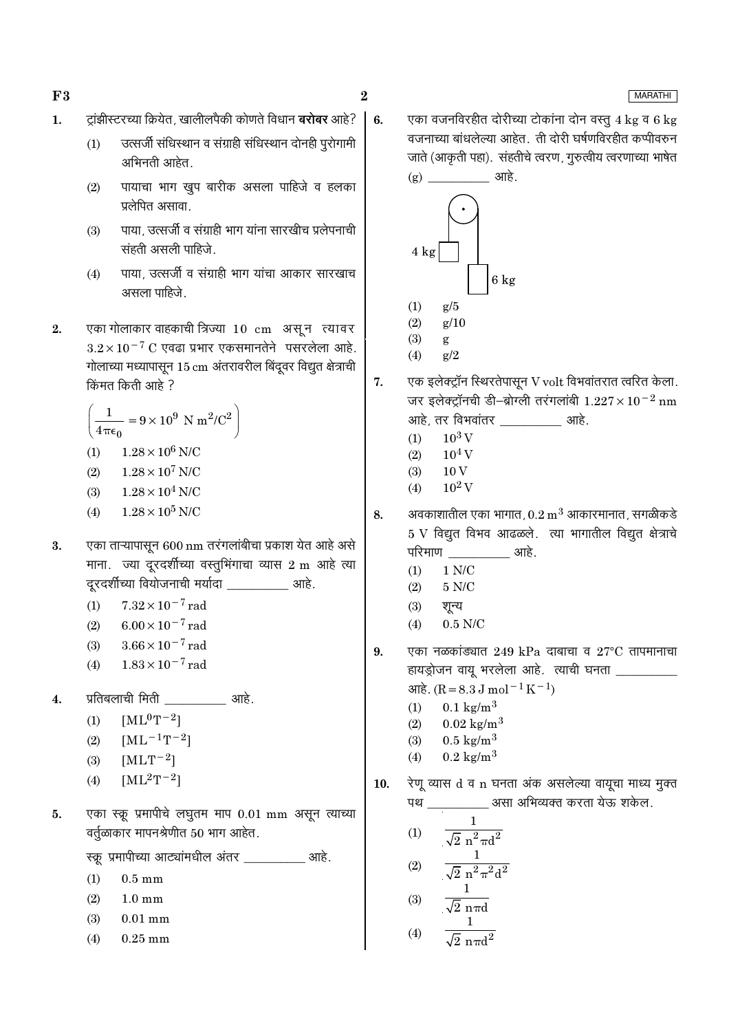1. ट्रांझीस्टरच्या क्रियेत, खालीलपैकी कोणते विधान **बरोबर** आहे?
   (1) उत्सर्जी संधिस्थान व संग्राही संधिस्थान दोनही पुरोगामी अभिनती आहेत.
   (2) पायाचा भाग खुप बारीक असला पाहिजे व हलका प्रलेपित असावा.
   (3) पाया, उत्सर्जी व संग्राही भाग यांना सारखीच प्रलेपनाची संहती असली पाहिजे.
   (4) पाया, उत्सर्जी व संग्राही भाग यांचा आकार सारखाच असला पाहिजे.

2. एका गोलाकार वाहकाची त्रिज्या 10 cm असून त्यावर $3.2 \times 10^{-7}$ C एवढा प्रभार एकसमानतेने पसरलेला आहे. गोलाच्या मध्यापासून 15 cm अंतरावरील बिंदूवर विद्युत क्षेत्राची किंमत किती आहे ?

   $\left(\frac{1}{4\pi\epsilon_0} = 9 \times 10^9 \text{ N m}^2/\text{C}^2\right)$
   (1) $1.28 \times 10^6$ N/C
   (2) $1.28 \times 10^7$ N/C
   (3) $1.28 \times 10^4$ N/C
   (4) $1.28 \times 10^5$ N/C

3. एका ताऱ्यापासून 600 nm तरंगलांबीचा प्रकाश येत आहे असे माना. ज्या दूरदर्शीच्या वस्तुभिंगाचा व्यास 2 m आहे त्या दूरदर्शीच्या वियोजनाची मर्यादा __________ आहे.
   (1) $7.32 \times 10^{-7}$ rad
   (2) $6.00 \times 10^{-7}$ rad
   (3) $3.66 \times 10^{-7}$ rad
   (4) $1.83 \times 10^{-7}$ rad

4. प्रतिबलाची मिती __________ आहे.
   (1) $[ML^0T^{-2}]$
   (2) $[ML^{-1}T^{-2}]$
   (3) $[MLT^{-2}]$
   (4) $[ML^2T^{-2}]$

5. एका स्क्रू प्रमापीचे लघुतम माप 0.01 mm असून त्याच्या वर्तुळाकार मापनश्रेणीत 50 भाग आहेत.

   स्क्रू प्रमापीच्या आट्यांमधील अंतर __________ आहे.
   (1) 0.5 mm
   (2) 1.0 mm
   (3) 0.01 mm
   (4) 0.25 mm

6. एका वजनविरहीत दोरीच्या टोकांना दोन वस्तु 4 kg व 6 kg वजनाच्या बांधलेल्या आहेत. ती दोरी घर्षणविरहीत कप्पीवरुन जाते (आकृती पहा). संहतीचे त्वरण, गुरुत्वीय त्वरणाच्या भाषेत (g) __________ आहे.

   (1) g/5
   (2) g/10
   (3) g
   (4) g/2

7. एक इलेक्ट्रॉन स्थिरतेपासून V volt विभवांतरात त्वरित केला. जर इलेक्ट्रॉनची डी–ब्रोग्ली तरंगलांबी $1.227 \times 10^{-2}$ nm आहे, तर विभवांतर __________ आहे.
   (1) $10^3$ V
   (2) $10^4$ V
   (3) 10 V
   (4) $10^2$ V

8. अवकाशातील एका भागात, 0.2 $m^3$ आकारमानात, सगळीकडे 5 V विद्युत विभव आढळले. त्या भागातील विद्युत क्षेत्राचे परिमाण __________ आहे.
   (1) 1 N/C
   (2) 5 N/C
   (3) शून्य
   (4) 0.5 N/C

9. एका नळकांड्यात 249 kPa दाबाचा व 27°C तापमानाचा हायड्रोजन वायू भरलेला आहे. त्याची घनता __________ आहे. ($R = 8.3 \text{ J mol}^{-1} \text{K}^{-1}$)
   (1) 0.1 $kg/m^3$
   (2) 0.02 $kg/m^3$
   (3) 0.5 $kg/m^3$
   (4) 0.2 $kg/m^3$

10. रेणू व्यास d व n घनता अंक असलेल्या वायूचा माध्य मुक्त पथ __________ असा अभिव्यक्त करता येऊ शकेल.
    (1) $\frac{1}{\sqrt{2}\, n^2 \pi d^2}$
    (2) $\frac{1}{\sqrt{2}\, n^2 \pi^2 d^2}$
    (3) $\frac{1}{\sqrt{2}\, n \pi d}$
    (4) $\frac{1}{\sqrt{2}\, n \pi d^2}$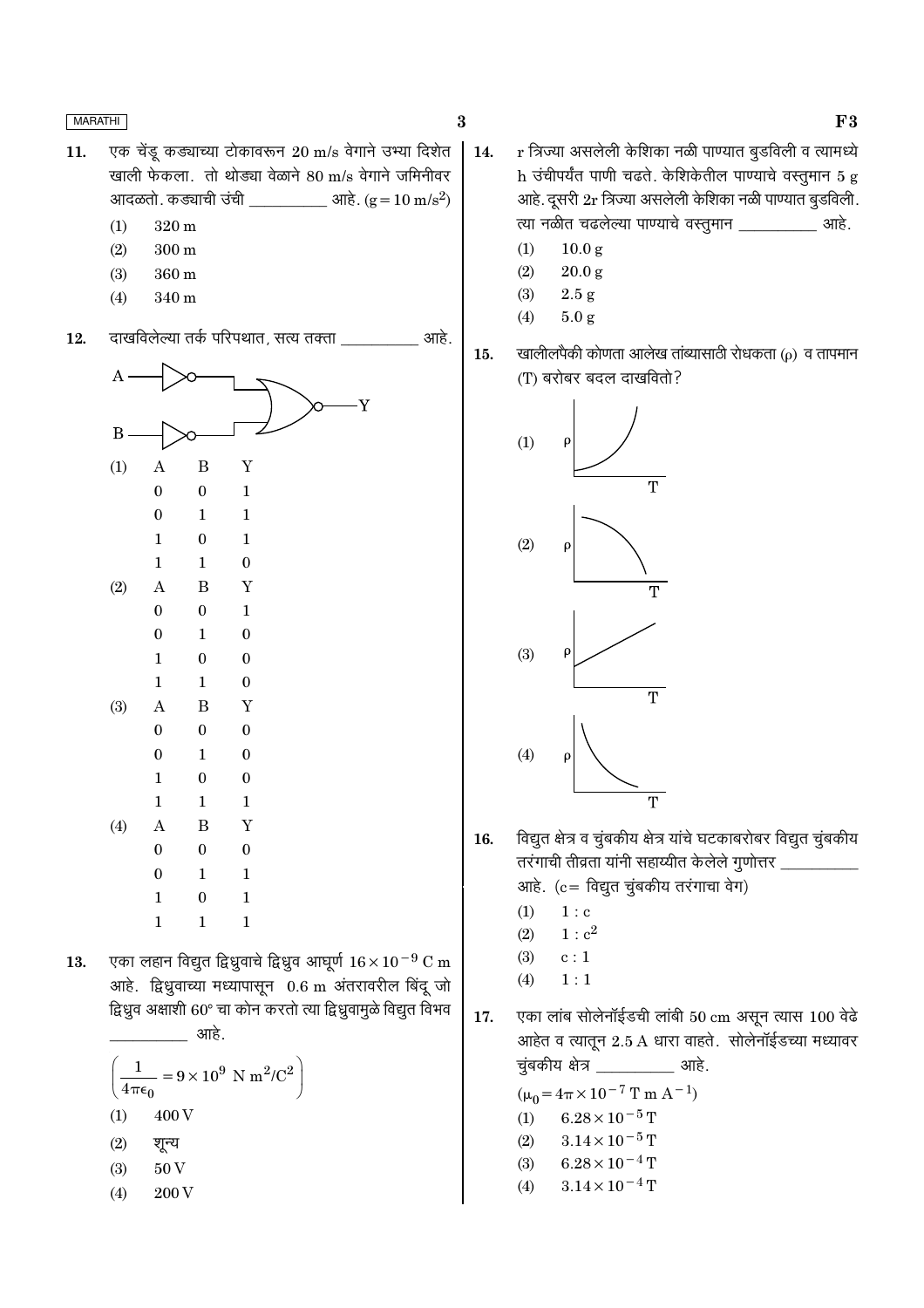11. एक चेंडू कड्याच्या टोकावरून 20 m/s वेगाने उभ्या दिशेत खाली फेकला. तो थोड्या वेळाने 80 m/s वेगाने जमिनीवर आदळतो. कड्याची उंची __________ आहे. ($g = 10\ m/s^2$)

   (1) 320 m
   (2) 300 m
   (3) 360 m
   (4) 340 m

12. दाखविलेल्या तर्क परिपथात, सत्य तक्ता __________ आहे.

   (1)

   | A | B | Y |
   |---|---|---|
   | 0 | 0 | 1 |
   | 0 | 1 | 1 |
   | 1 | 0 | 1 |
   | 1 | 1 | 0 |

   (2)

   | A | B | Y |
   |---|---|---|
   | 0 | 0 | 1 |
   | 0 | 1 | 0 |
   | 1 | 0 | 0 |
   | 1 | 1 | 0 |

   (3)

   | A | B | Y |
   |---|---|---|
   | 0 | 0 | 0 |
   | 0 | 1 | 0 |
   | 1 | 0 | 0 |
   | 1 | 1 | 1 |

   (4)

   | A | B | Y |
   |---|---|---|
   | 0 | 0 | 0 |
   | 0 | 1 | 1 |
   | 1 | 0 | 1 |
   | 1 | 1 | 1 |

13. एका लहान विद्युत द्विध्रुवाचे द्विध्रुव आघूर्ण $16 \times 10^{-9}$ C m आहे. द्विध्रुवाच्या मध्यापासून 0.6 m अंतरावरील बिंदू जो द्विध्रुव अक्षाशी 60° चा कोन करतो त्या द्विध्रुवामुळे विद्युत विभव __________ आहे.

   $$\left(\frac{1}{4\pi\epsilon_0} = 9 \times 10^9\ N\ m^2/C^2\right)$$

   (1) 400 V
   (2) शून्य
   (3) 50 V
   (4) 200 V

14. r त्रिज्या असलेली केशिका नळी पाण्यात बुडविली व त्यामध्ये h उंचीपर्यंत पाणी चढते. केशिकेतील पाण्याचे वस्तुमान 5 g आहे. दूसरी 2r त्रिज्या असलेली केशिका नळी पाण्यात बुडविली. त्या नळीत चढलेल्या पाण्याचे वस्तुमान __________ आहे.

   (1) 10.0 g
   (2) 20.0 g
   (3) 2.5 g
   (4) 5.0 g

15. खालीलपैकी कोणता आलेख तांब्यासाठी रोधकता ($\rho$) व तापमान (T) बरोबर बदल दाखवितो?

   (1)
   (2)
   (3)
   (4)

16. विद्युत क्षेत्र व चुंबकीय क्षेत्र यांचे घटकाबरोबर विद्युत चुंबकीय तरंगाची तीव्रता यांनी सहाय्यीत केलेले गुणोत्तर __________ आहे. (c= विद्युत चुंबकीय तरंगाचा वेग)

   (1) 1 : c
   (2) $1 : c^2$
   (3) c : 1
   (4) 1 : 1

17. एका लांब सोलेनॉईडची लांबी 50 cm असून त्यास 100 वेढे आहेत व त्यातून 2.5 A धारा वाहते. सोलेनॉईडच्या मध्यावर चुंबकीय क्षेत्र __________ आहे.

   ($\mu_0 = 4\pi \times 10^{-7}\ T\ m\ A^{-1}$)

   (1) $6.28 \times 10^{-5}$ T
   (2) $3.14 \times 10^{-5}$ T
   (3) $6.28 \times 10^{-4}$ T
   (4) $3.14 \times 10^{-4}$ T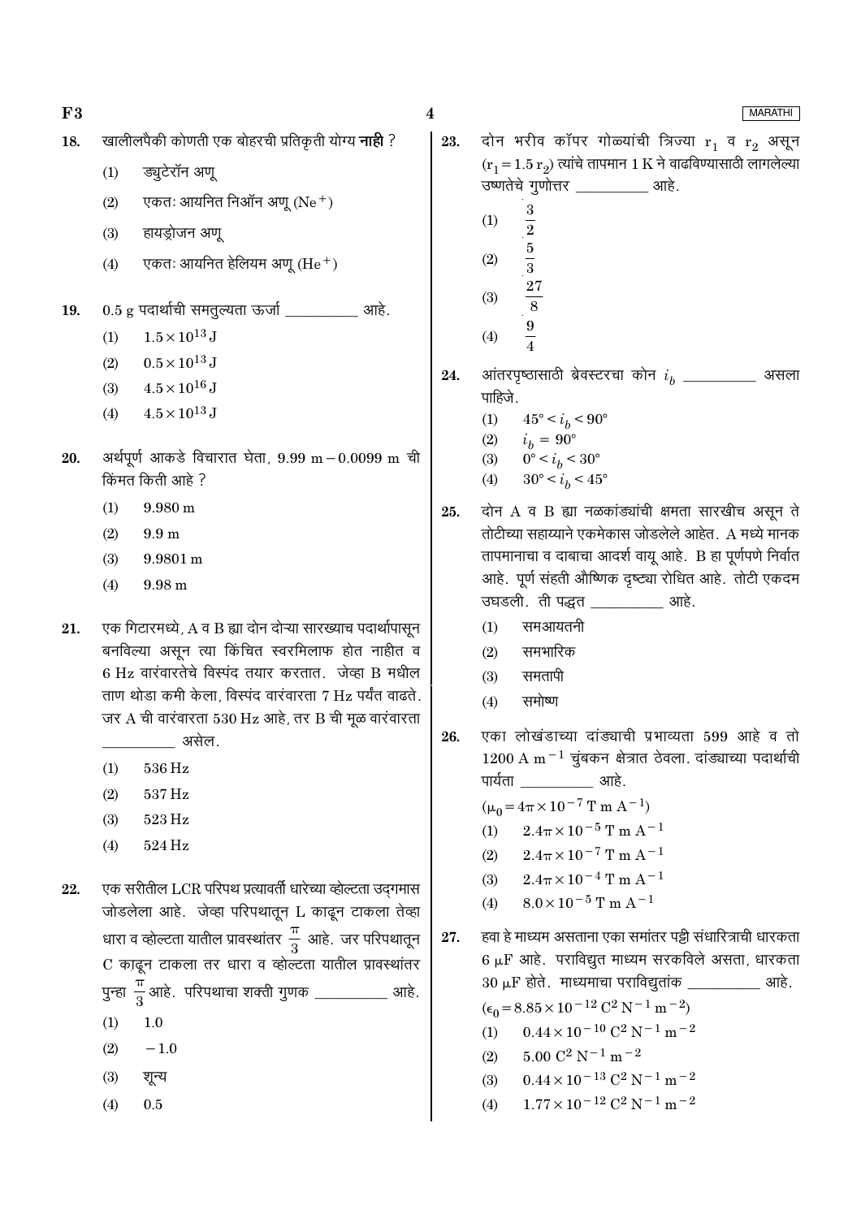18. खालीलपैकी कोणती एक बोहरची प्रतिकृती योग्य **नाही** ?
    1. ड्युटेरॉन अणू
    2. एकतः आयनित निऑन अणू ($Ne^+$)
    3. हायड्रोजन अणू
    4. एकतः आयनित हेलियम अणू ($He^+$)

19. 0.5 g पदार्थाची समतुल्यता ऊर्जा __________ आहे.
    1. $1.5 \times 10^{13}$ J
    2. $0.5 \times 10^{13}$ J
    3. $4.5 \times 10^{16}$ J
    4. $4.5 \times 10^{13}$ J

20. अर्थपूर्ण आकडे विचारात घेता, 9.99 m − 0.0099 m ची किंमत किती आहे ?
    1. 9.980 m
    2. 9.9 m
    3. 9.9801 m
    4. 9.98 m

21. एक गिटारमध्ये, A व B ह्या दोन दोऱ्या सारख्याच पदार्थापासून बनविल्या असून त्या किंचित स्वरमिलाफ होत नाहीत व 6 Hz वारंवारतेचे विस्पंद तयार करतात. जेव्हा B मधील ताण थोडा कमी केला, विस्पंद वारंवारता 7 Hz पर्यंत वाढते. जर A ची वारंवारता 530 Hz आहे, तर B ची मूळ वारंवारता __________ असेल.
    1. 536 Hz
    2. 537 Hz
    3. 523 Hz
    4. 524 Hz

22. एक सरीतील LCR परिपथ प्रत्यावर्ती धारेच्या व्होल्टता उदगमास जोडलेला आहे. जेव्हा परिपथातून L काढून टाकला तेव्हा धारा व व्होल्टता यातील प्रावस्थांतर $\frac{\pi}{3}$ आहे. जर परिपथातून C काढून टाकला तर धारा व व्होल्टता यातील प्रावस्थांतर पुन्हा $\frac{\pi}{3}$ आहे. परिपथाचा शक्ती गुणक __________ आहे.
    1. 1.0
    2. −1.0
    3. शून्य
    4. 0.5

23. दोन भरीव कॉपर गोळ्यांची त्रिज्या $r_1$ व $r_2$ असून ($r_1 = 1.5\, r_2$) त्यांचे तापमान 1 K ने वाढविण्यासाठी लागलेल्या उष्णतेचे गुणोत्तर __________ आहे.
    1. $\frac{3}{2}$
    2. $\frac{5}{3}$
    3. $\frac{27}{8}$
    4. $\frac{9}{4}$

24. आंतरपृष्ठासाठी ब्रेवस्टरचा कोन $i_b$ __________ असला पाहिजे.
    1. $45° < i_b < 90°$
    2. $i_b = 90°$
    3. $0° < i_b < 30°$
    4. $30° < i_b < 45°$

25. दोन A व B ह्या नळकांड्यांची क्षमता सारखीच असून ते तोटीच्या सहाय्याने एकमेकास जोडलेले आहेत. A मध्ये मानक तापमानाचा व दाबाचा आदर्श वायू आहे. B हा पूर्णपणे निर्वात आहे. पूर्ण संहती औष्णिक दृष्ट्या रोधित आहे. तोटी एकदम उघडली. ती पद्धत __________ आहे.
    1. समआयतनी
    2. समभारिक
    3. समतापी
    4. समोष्ण

26. एका लोखंडाच्या दांड्याची प्रभाव्यता 599 आहे व तो 1200 A $m^{-1}$ चुंबकन क्षेत्रात ठेवला. दांड्याच्या पदार्थाची पार्यता __________ आहे.
    ($\mu_0 = 4\pi \times 10^{-7}$ T m $A^{-1}$)
    1. $2.4\pi \times 10^{-5}$ T m $A^{-1}$
    2. $2.4\pi \times 10^{-7}$ T m $A^{-1}$
    3. $2.4\pi \times 10^{-4}$ T m $A^{-1}$
    4. $8.0 \times 10^{-5}$ T m $A^{-1}$

27. हवा हे माध्यम असताना एका समांतर पट्टी संधारित्राची धारकता 6 μF आहे. पराविद्युत माध्यम सरकविले असता, धारकता 30 μF होते. माध्यमाचा पराविद्युतांक __________ आहे.
    ($\epsilon_0 = 8.85 \times 10^{-12}$ $C^2 N^{-1} m^{-2}$)
    1. $0.44 \times 10^{-10}$ $C^2 N^{-1} m^{-2}$
    2. $5.00$ $C^2 N^{-1} m^{-2}$
    3. $0.44 \times 10^{-13}$ $C^2 N^{-1} m^{-2}$
    4. $1.77 \times 10^{-12}$ $C^2 N^{-1} m^{-2}$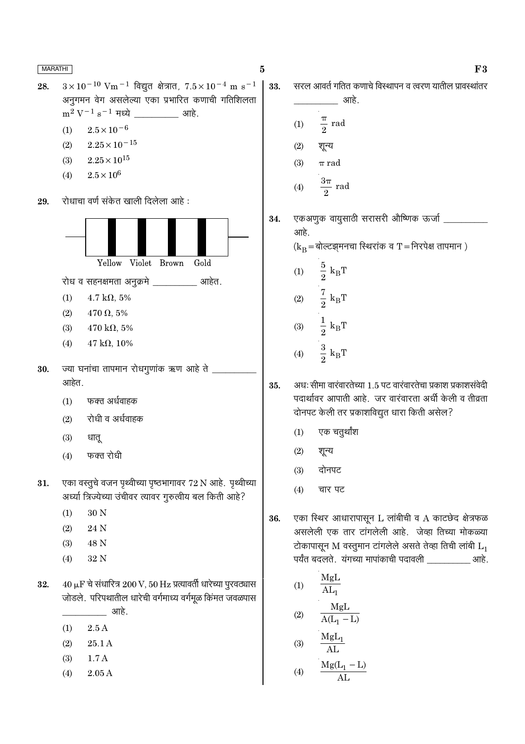28. $3 \times 10^{-10}$ $Vm^{-1}$ विद्युत क्षेत्रात, $7.5 \times 10^{-4}$ m $s^{-1}$ अनुगमन वेग असलेल्या एका प्रभारित कणाची गतिशिलता $m^2 V^{-1} s^{-1}$ मध्ये __________ आहे.

(1) $2.5 \times 10^{-6}$

(2) $2.25 \times 10^{-15}$

(3) $2.25 \times 10^{15}$

(4) $2.5 \times 10^{6}$

29. रोधाचा वर्ण संकेत खाली दिलेला आहे :

Yellow Violet Brown Gold

रोध व सहनक्षमता अनुक्रमे __________ आहेत.

(1) 4.7 kΩ, 5%

(2) 470 Ω, 5%

(3) 470 kΩ, 5%

(4) 47 kΩ, 10%

30. ज्या घनांचा तापमान रोधगुणांक ऋण आहे ते __________ आहेत.

(1) फक्त अर्धवाहक

(2) रोधी व अर्धवाहक

(3) धातू

(4) फक्त रोधी

31. एका वस्तुचे वजन पृथ्वीच्या पृष्ठभागावर 72 N आहे. पृथ्वीच्या अर्ध्या त्रिज्येच्या उंचीवर त्यावर गुरुत्वीय बल किती आहे?

(1) 30 N

(2) 24 N

(3) 48 N

(4) 32 N

32. 40 μF चे संधारित्र 200 V, 50 Hz प्रत्यावर्ती धारेच्या पुरवठ्यास जोडले. परिपथातील धारेची वर्गमाध्य वर्गमूळ किंमत जवळपास __________ आहे.

(1) 2.5 A

(2) 25.1 A

(3) 1.7 A

(4) 2.05 A

33. सरल आवर्त गतित कणाचे विस्थापन व त्वरण यातील प्रावस्थांतर __________ आहे.

(1) $\frac{\pi}{2}$ rad

(2) शून्य

(3) $\pi$ rad

(4) $\frac{3\pi}{2}$ rad

34. एकअणुक वायुसाठी सरासरी औष्णिक ऊर्जा __________ आहे.

($k_B$ = बोल्टझ्मनचा स्थिरांक व T = निरपेक्ष तापमान)

(1) $\frac{5}{2} k_B T$

(2) $\frac{7}{2} k_B T$

(3) $\frac{1}{2} k_B T$

(4) $\frac{3}{2} k_B T$

35. अधः सीमा वारंवारतेच्या 1.5 पट वारंवारतेचा प्रकाश प्रकाशसंवेदी पदार्थावर आपाती आहे. जर वारंवारता अर्धी केली व तीव्रता दोनपट केली तर प्रकाशविद्युत धारा किती असेल?

(1) एक चतुर्थांश

(2) शून्य

(3) दोनपट

(4) चार पट

36. एका स्थिर आधारापासून L लांबीची व A काटछेद क्षेत्रफळ असलेली एक तार टांगलेली आहे. जेव्हा तिच्या मोकळ्या टोकापासून M वस्तुमान टांगलेले असते तेव्हा तिची लांबी $L_1$ पर्यंत बदलते. यंगच्या मापांकाची पदावली __________ आहे.

(1) $\frac{MgL}{AL_1}$

(2) $\frac{MgL}{A(L_1 - L)}$

(3) $\frac{MgL_1}{AL}$

(4) $\frac{Mg(L_1 - L)}{AL}$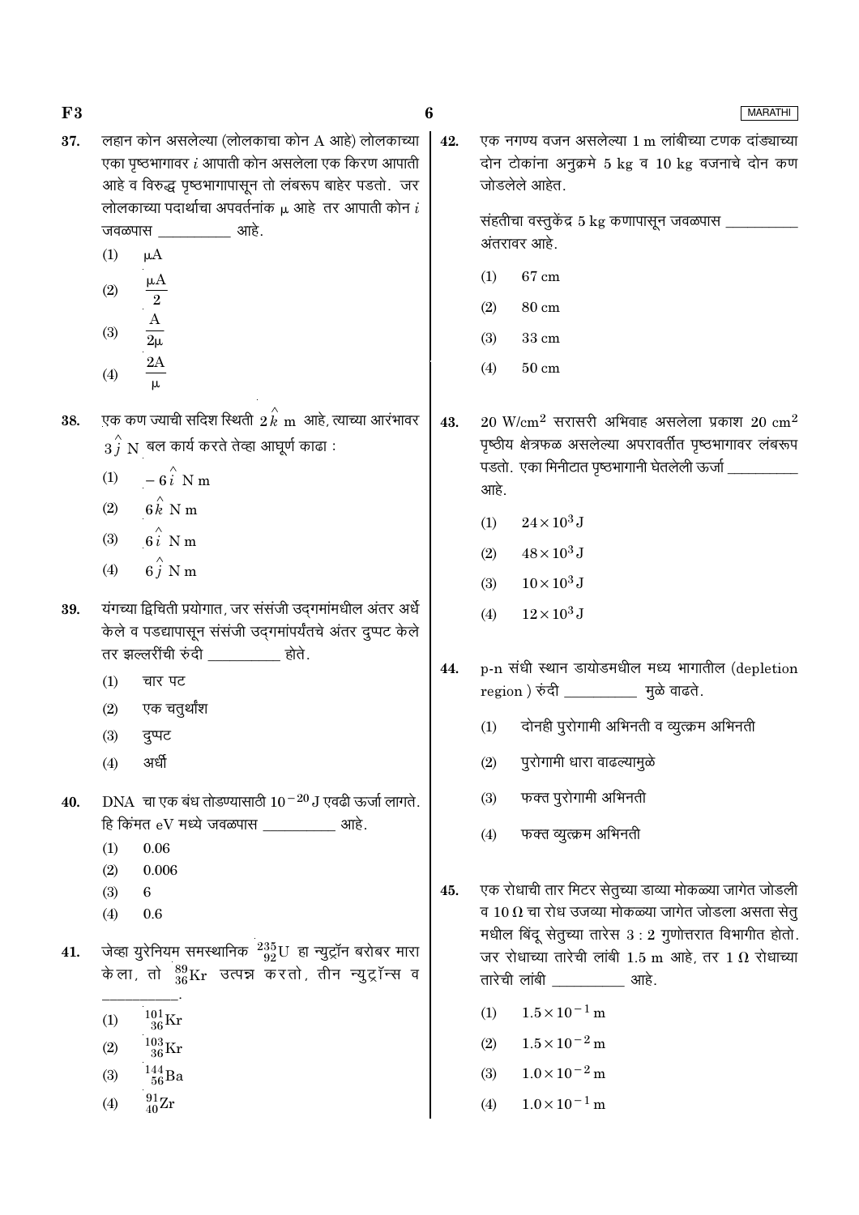37. लहान कोन असलेल्या (लोलकाचा कोन A आहे) लोलकाच्या एका पृष्ठभागावर $i$ आपाती कोन असलेला एक किरण आपाती आहे व विरुद्ध पृष्ठभागापासून तो लंबरूप बाहेर पडतो. जर लोलकाच्या पदार्थाचा अपवर्तनांक $\mu$ आहे तर आपाती कोन $i$ जवळपास __________ आहे.

   (1) $\mu A$

   (2) $\frac{\mu A}{2}$

   (3) $\frac{A}{2\mu}$

   (4) $\frac{2A}{\mu}$

38. एक कण ज्याची सदिश स्थिती $2\hat{k}$ m आहे, त्याच्या आरंभावर $3\hat{j}$ N बल कार्य करते तेव्हा आघूर्ण काढा :

   (1) $-6\hat{i}$ N m

   (2) $6\hat{k}$ N m

   (3) $6\hat{i}$ N m

   (4) $6\hat{j}$ N m

39. यंगच्या द्विचिती प्रयोगात, जर संसंजी उद्गमांमधील अंतर अर्धे केले व पडद्यापासून संसंजी उद्गमांपर्यंतचे अंतर दुप्पट केले तर झल्लरींची रुंदी __________ होते.

   (1) चार पट

   (2) एक चतुर्थांश

   (3) दुप्पट

   (4) अर्धी

40. DNA चा एक बंध तोडण्यासाठी $10^{-20}$ J एवढी ऊर्जा लागते. हि किंमत eV मध्ये जवळपास __________ आहे.

   (1) 0.06

   (2) 0.006

   (3) 6

   (4) 0.6

41. जेव्हा युरेनियम समस्थानिक ${}^{235}_{92}U$ हा न्युट्रॉन बरोबर मारा केला, तो ${}^{89}_{36}Kr$ उत्पन्न करतो, तीन न्युट्रॉन्स व __________.

   (1) ${}^{101}_{36}Kr$

   (2) ${}^{103}_{36}Kr$

   (3) ${}^{144}_{56}Ba$

   (4) ${}^{91}_{40}Zr$

42. एक नगण्य वजन असलेल्या 1 m लांबीच्या टणक दांड्याच्या दोन टोकांना अनुक्रमे 5 kg व 10 kg वजनाचे दोन कण जोडलेले आहेत.

   संहतीचा वस्तुकेंद्र 5 kg कणापासून जवळपास __________ अंतरावर आहे.

   (1) 67 cm

   (2) 80 cm

   (3) 33 cm

   (4) 50 cm

43. 20 W/cm$^2$ सरासरी अभिवाह असलेला प्रकाश 20 cm$^2$ पृष्ठीय क्षेत्रफळ असलेल्या अपरावर्तीत पृष्ठभागावर लंबरूप पडतो. एका मिनीटात पृष्ठभागानी घेतलेली ऊर्जा __________ आहे.

   (1) $24 \times 10^3$ J

   (2) $48 \times 10^3$ J

   (3) $10 \times 10^3$ J

   (4) $12 \times 10^3$ J

44. p-n संधी स्थान डायोडमधील मध्य भागातील (depletion region) रुंदी __________ मुळे वाढते.

   (1) दोनही पुरोगामी अभिनती व व्युत्क्रम अभिनती

   (2) पुरोगामी धारा वाढल्यामुळे

   (3) फक्त पुरोगामी अभिनती

   (4) फक्त व्युत्क्रम अभिनती

45. एक रोधाची तार मिटर सेतुच्या डाव्या मोकळ्या जागेत जोडली व 10 Ω चा रोध उजव्या मोकळ्या जागेत जोडला असता सेतु मधील बिंदू सेतुच्या तारेस 3 : 2 गुणोत्तरात विभागीत होतो. जर रोधाच्या तारेची लांबी 1.5 m आहे, तर 1 Ω रोधाच्या तारेची लांबी __________ आहे.

   (1) $1.5 \times 10^{-1}$ m

   (2) $1.5 \times 10^{-2}$ m

   (3) $1.0 \times 10^{-2}$ m

   (4) $1.0 \times 10^{-1}$ m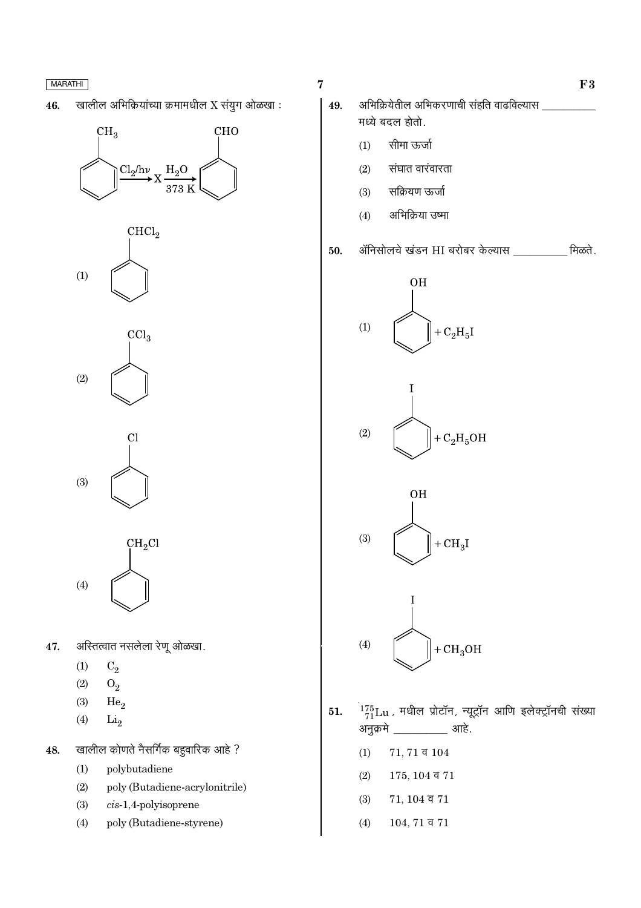46. खालील अभिक्रियांच्या क्रमामधील X संयुग ओळखा :

$$C_6H_5CH_3 \xrightarrow{Cl_2/h\nu} X \xrightarrow[373\ K]{H_2O} C_6H_5CHO$$

(1) $C_6H_5CHCl_2$

(2) $C_6H_5CCl_3$

(3) $C_6H_5Cl$

(4) $C_6H_5CH_2Cl$

47. अस्तित्वात नसलेला रेणू ओळखा.

(1) $C_2$

(2) $O_2$

(3) $He_2$

(4) $Li_2$

48. खालील कोणते नैसर्गिक बहुवारिक आहे ?

(1) polybutadiene

(2) poly (Butadiene-acrylonitrile)

(3) *cis*-1,4-polyisoprene

(4) poly (Butadiene-styrene)

49. अभिक्रियेतील अभिकरणाची संहति वाढविल्यास __________ मध्ये बदल होतो.

(1) सीमा ऊर्जा

(2) संघात वारंवारता

(3) सक्रियण ऊर्जा

(4) अभिक्रिया उष्मा

50. ॲनिसोलचे खंडन HI बरोबर केल्यास __________ मिळते.

(1) $C_6H_5OH + C_2H_5I$

(2) $C_6H_5I + C_2H_5OH$

(3) $C_6H_5OH + CH_3I$

(4) $C_6H_5I + CH_3OH$

51. $^{175}_{71}Lu$, मधील प्रोटॉन, न्यूट्रॉन आणि इलेक्ट्रॉनची संख्या अनुक्रमे __________ आहे.

(1) 71, 71 व 104

(2) 175, 104 व 71

(3) 71, 104 व 71

(4) 104, 71 व 71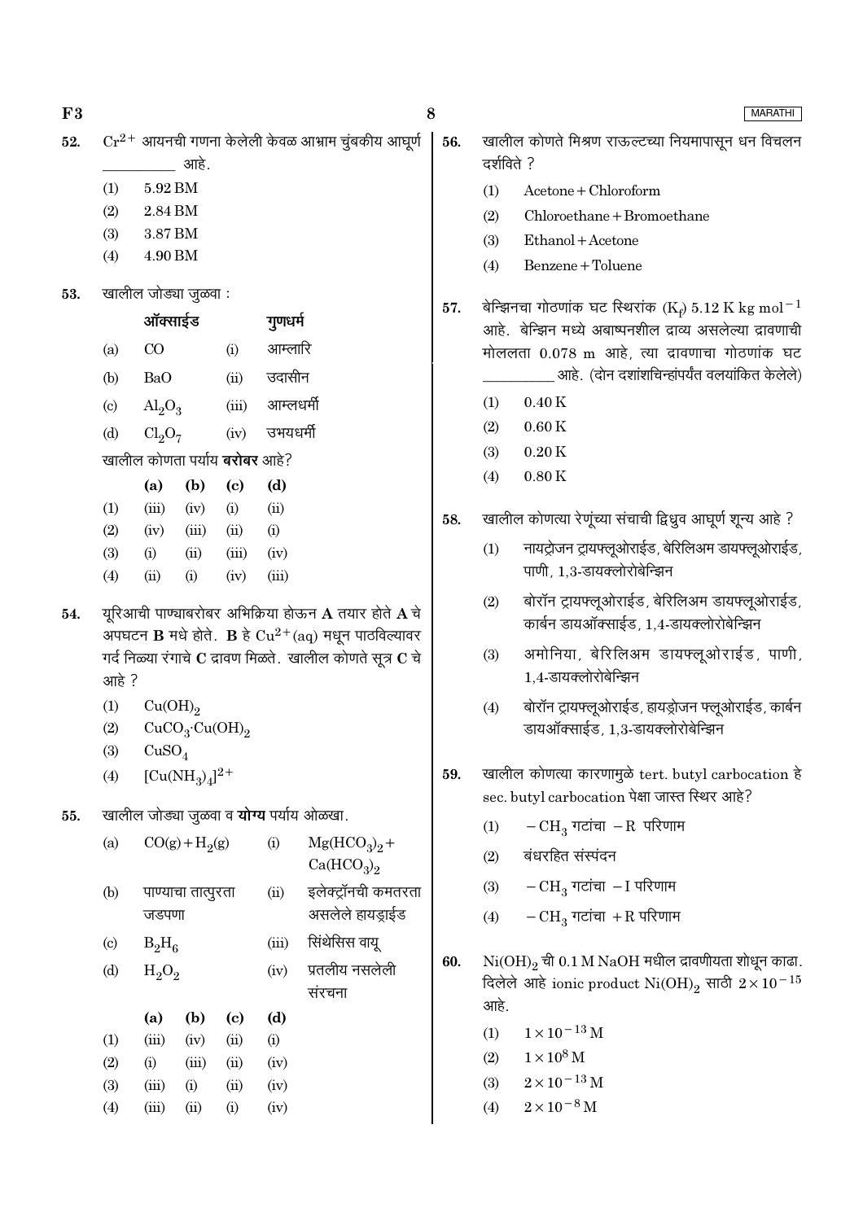**52.** $Cr^{2+}$ आयनची गणना केलेली केवळ आभ्राम चुंबकीय आघूर्ण __________ आहे.

(1) 5.92 BM

(2) 2.84 BM

(3) 3.87 BM

(4) 4.90 BM

**53.** खालील जोड्या जुळवा :

| | ऑक्साईड | | गुणधर्म |
|---|---|---|---|
| (a) | CO | (i) | आम्लारि |
| (b) | BaO | (ii) | उदासीन |
| (c) | $Al_2O_3$ | (iii) | आम्लधर्मी |
| (d) | $Cl_2O_7$ | (iv) | उभयधर्मी |

खालील कोणता पर्याय **बरोबर** आहे?

| | (a) | (b) | (c) | (d) |
|---|---|---|---|---|
| (1) | (iii) | (iv) | (i) | (ii) |
| (2) | (iv) | (iii) | (ii) | (i) |
| (3) | (i) | (ii) | (iii) | (iv) |
| (4) | (ii) | (i) | (iv) | (iii) |

**54.** यूरिआची पाण्याबरोबर अभिक्रिया होऊन **A** तयार होते **A** चे अपघटन **B** मधे होते. **B** हे $Cu^{2+}(aq)$ मधून पाठविल्यावर गर्द निळ्या रंगाचे **C** द्रावण मिळते. खालील कोणते सूत्र **C** चे आहे ?

(1) $Cu(OH)_2$

(2) $CuCO_3 \cdot Cu(OH)_2$

(3) $CuSO_4$

(4) $[Cu(NH_3)_4]^{2+}$

**55.** खालील जोड्या जुळवा व **योग्य** पर्याय ओळखा.

| | | | |
|---|---|---|---|
| (a) | $CO(g) + H_2(g)$ | (i) | $Mg(HCO_3)_2 + Ca(HCO_3)_2$ |
| (b) | पाण्याचा तात्पुरता जडपणा | (ii) | इलेक्ट्रॉनची कमतरता असलेले हायड्राईड |
| (c) | $B_2H_6$ | (iii) | सिंथेसिस वायू |
| (d) | $H_2O_2$ | (iv) | प्रतलीय नसलेली संरचना |

| | (a) | (b) | (c) | (d) |
|---|---|---|---|---|
| (1) | (iii) | (iv) | (ii) | (i) |
| (2) | (i) | (iii) | (ii) | (iv) |
| (3) | (iii) | (i) | (ii) | (iv) |
| (4) | (iii) | (ii) | (i) | (iv) |

**56.** खालील कोणते मिश्रण राऊल्टच्या नियमापासून धन विचलन दर्शविते ?

(1) Acetone + Chloroform

(2) Chloroethane + Bromoethane

(3) Ethanol + Acetone

(4) Benzene + Toluene

**57.** बेन्झिनचा गोठणांक घट स्थिरांक ($K_f$) 5.12 K kg $mol^{-1}$ आहे. बेन्झिन मध्ये अबाष्पनशील द्राव्य असलेल्या द्रावणाची मोललता 0.078 m आहे, त्या द्रावणाचा गोठणांक घट __________ आहे. (दोन दशांशचिन्हांपर्यंत वलयांकित केलेले)

(1) 0.40 K

(2) 0.60 K

(3) 0.20 K

(4) 0.80 K

**58.** खालील कोणत्या रेणूंच्या संचाची द्विध्रुव आघूर्ण शून्य आहे ?

(1) नायट्रोजन ट्रायफ्लूओराईड, बेरिलिअम डायफ्लूओराईड, पाणी, 1,3-डायक्लोरोबेन्झिन

(2) बोरॉन ट्रायफ्लूओराईड, बेरिलिअम डायफ्लूओराईड, कार्बन डायऑक्साईड, 1,4-डायक्लोरोबेन्झिन

(3) अमोनिया, बेरिलिअम डायफ्लूओराईड, पाणी, 1,4-डायक्लोरोबेन्झिन

(4) बोरॉन ट्रायफ्लूओराईड, हायड्रोजन फ्लूओराईड, कार्बन डायऑक्साईड, 1,3-डायक्लोरोबेन्झिन

**59.** खालील कोणत्या कारणामुळे tert. butyl carbocation हे sec. butyl carbocation पेक्षा जास्त स्थिर आहे?

(1) $-CH_3$ गटांचा $-R$ परिणाम

(2) बंधरहित संस्पंदन

(3) $-CH_3$ गटांचा $-I$ परिणाम

(4) $-CH_3$ गटांचा $+R$ परिणाम

**60.** $Ni(OH)_2$ ची 0.1 M NaOH मधील द्रावणीयता शोधून काढा. दिलेले आहे ionic product $Ni(OH)_2$ साठी $2 \times 10^{-15}$ आहे.

(1) $1 \times 10^{-13}$ M

(2) $1 \times 10^{8}$ M

(3) $2 \times 10^{-13}$ M

(4) $2 \times 10^{-8}$ M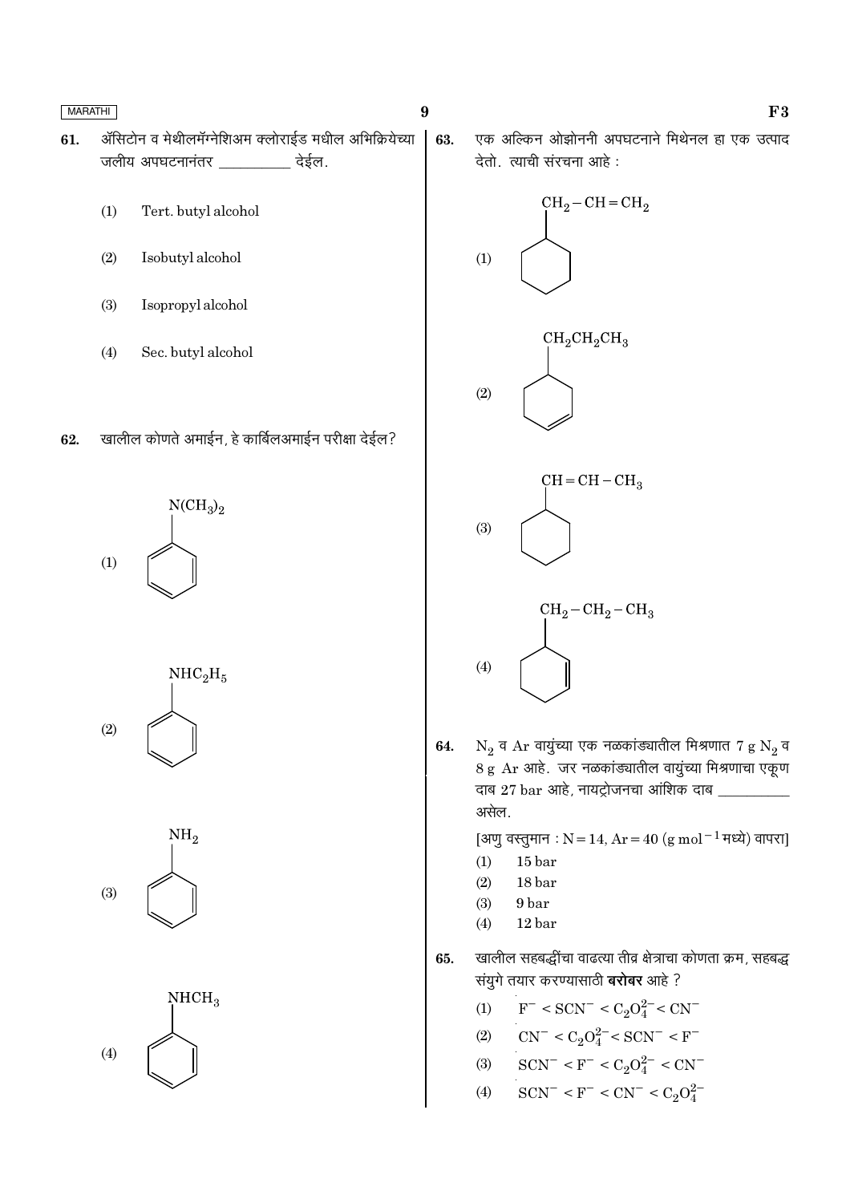61. ॲसिटोन व मेथीलमॅग्नेशिअम क्लोराईड मधील अभिक्रियेच्या जलीय अपघटनानंतर __________ देईल.

(1) Tert. butyl alcohol

(2) Isobutyl alcohol

(3) Isopropyl alcohol

(4) Sec. butyl alcohol

62. खालील कोणते अमाईन, हे कार्बिलअमाईन परीक्षा देईल?

(1) $N(CH_3)_2$ (benzene ring)

(2) $NHC_2H_5$ (benzene ring)

(3) $NH_2$ (benzene ring)

(4) $NHCH_3$ (benzene ring)

63. एक अल्किन ओझोननी अपघटनाने मिथेनल हा एक उत्पाद देतो. त्याची संरचना आहे :

(1) $CH_2-CH=CH_2$ (cyclohexane ring)

(2) $CH_2CH_2CH_3$ (cyclohexene ring)

(3) $CH=CH-CH_3$ (cyclohexane ring)

(4) $CH_2-CH_2-CH_3$ (cyclohexene ring)

64. $N_2$ व Ar वायुंच्या एक नळकांड्यातील मिश्रणात 7 g $N_2$ व 8 g Ar आहे. जर नळकांड्यातील वायुंच्या मिश्रणाचा एकूण दाब 27 bar आहे, नायट्रोजनचा आंशिक दाब __________ असेल.

[अणु वस्तुमान : N = 14, Ar = 40 ($g\ mol^{-1}$ मध्ये) वापरा]

(1) 15 bar

(2) 18 bar

(3) 9 bar

(4) 12 bar

65. खालील सहबद्धींचा वाढत्या तीव्र क्षेत्राचा कोणता क्रम, सहबद्ध संयुगे तयार करण्यासाठी **बरोबर** आहे ?

(1) $F^- < SCN^- < C_2O_4^{2-} < CN^-$

(2) $CN^- < C_2O_4^{2-} < SCN^- < F^-$

(3) $SCN^- < F^- < C_2O_4^{2-} < CN^-$

(4) $SCN^- < F^- < CN^- < C_2O_4^{2-}$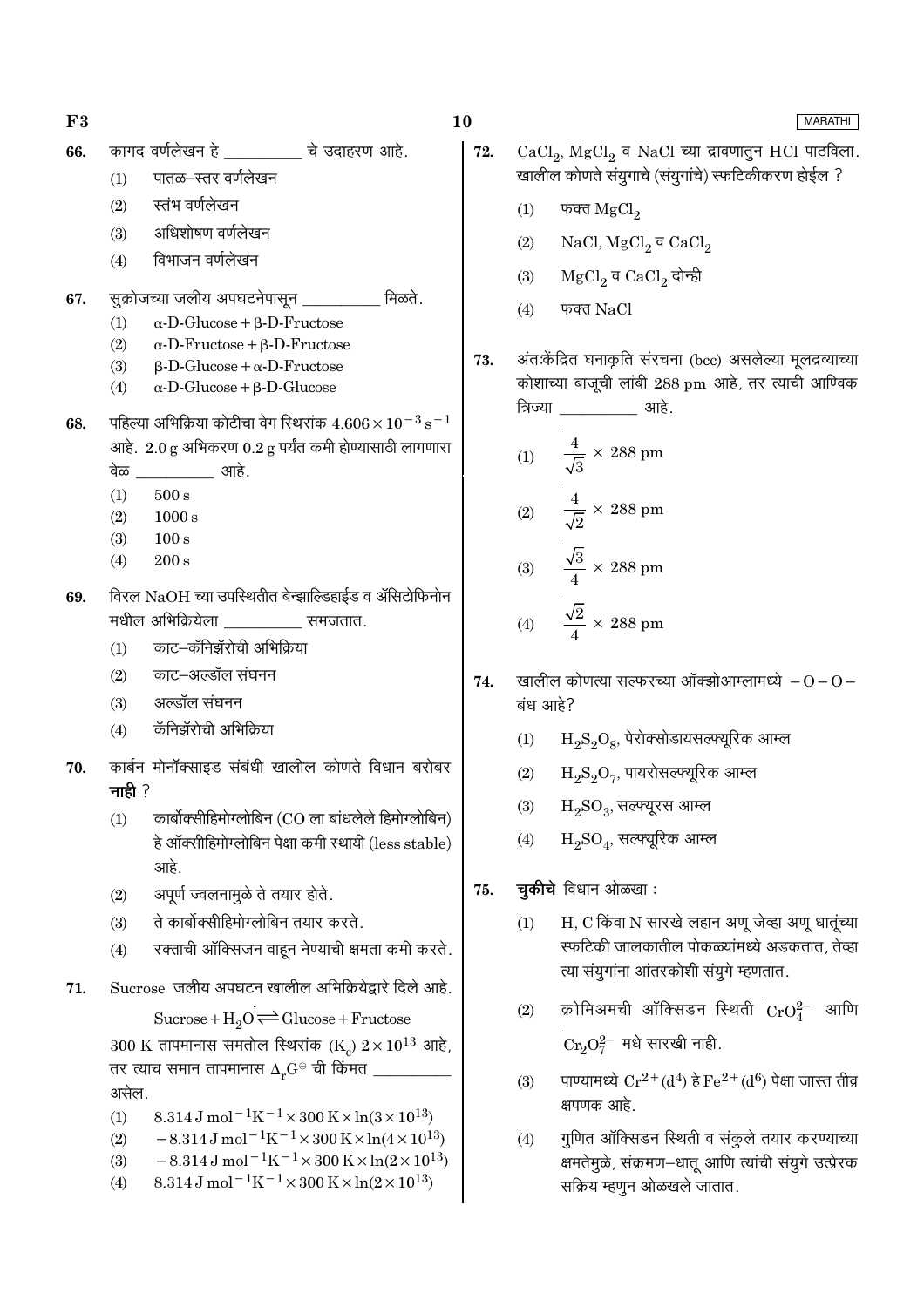66. कागद वर्णलेखन हे __________ चे उदाहरण आहे.

 (1) पातळ–स्तर वर्णलेखन
 (2) स्तंभ वर्णलेखन
 (3) अधिशोषण वर्णलेखन
 (4) विभाजन वर्णलेखन

67. सुक्रोजच्या जलीय अपघटनेपासून __________ मिळते.

 (1) α-D-Glucose + β-D-Fructose
 (2) α-D-Fructose + β-D-Fructose
 (3) β-D-Glucose + α-D-Fructose
 (4) α-D-Glucose + β-D-Glucose

68. पहिल्या अभिक्रिया कोटीचा वेग स्थिरांक $4.606 \times 10^{-3}\,s^{-1}$ आहे. 2.0 g अभिकरण 0.2 g पर्यंत कमी होण्यासाठी लागणारा वेळ __________ आहे.

 (1) 500 s
 (2) 1000 s
 (3) 100 s
 (4) 200 s

69. विरल NaOH च्या उपस्थितीत बेन्झाल्डिहाईड व ॲसिटोफिनोन मधील अभिक्रियेला __________ समजतात.

 (1) काट–कॅनिझॅरोची अभिक्रिया
 (2) काट–अल्डॉल संघनन
 (3) अल्डॉल संघनन
 (4) कॅनिझॅरोची अभिक्रिया

70. कार्बन मोनॉक्साइड संबंधी खालील कोणते विधान बरोबर **नाही** ?

 (1) कार्बोक्सीहिमोग्लोबिन (CO ला बांधलेले हिमोग्लोबिन) हे ऑक्सीहिमोग्लोबिन पेक्षा कमी स्थायी (less stable) आहे.
 (2) अपूर्ण ज्वलनामुळे ते तयार होते.
 (3) ते कार्बोक्सीहिमोग्लोबिन तयार करते.
 (4) रक्ताची ऑक्सिजन वाहून नेण्याची क्षमता कमी करते.

71. Sucrose जलीय अपघटन खालील अभिक्रियेद्वारे दिले आहे.

$$\text{Sucrose} + H_2O \rightleftharpoons \text{Glucose} + \text{Fructose}$$

300 K तापमानास समतोल स्थिरांक $(K_c)$ $2 \times 10^{13}$ आहे, तर त्याच समान तापमानास $\Delta_r G^\ominus$ ची किंमत __________ असेल.

 (1) $8.314\,J\,mol^{-1}K^{-1} \times 300\,K \times \ln(3 \times 10^{13})$
 (2) $-8.314\,J\,mol^{-1}K^{-1} \times 300\,K \times \ln(4 \times 10^{13})$
 (3) $-8.314\,J\,mol^{-1}K^{-1} \times 300\,K \times \ln(2 \times 10^{13})$
 (4) $8.314\,J\,mol^{-1}K^{-1} \times 300\,K \times \ln(2 \times 10^{13})$

72. $CaCl_2$, $MgCl_2$ व NaCl च्या द्रावणातुन HCl पाठविला. खालील कोणते संयुगाचे (संयुगांचे) स्फटिकीकरण होईल ?

 (1) फक्त $MgCl_2$
 (2) NaCl, $MgCl_2$ व $CaCl_2$
 (3) $MgCl_2$ व $CaCl_2$ दोन्ही
 (4) फक्त NaCl

73. अंतःकेंद्रित घनाकृति संरचना (bcc) असलेल्या मूलद्रव्याच्या कोशाच्या बाजूची लांबी 288 pm आहे, तर त्याची आण्विक त्रिज्या __________ आहे.

 (1) $\frac{4}{\sqrt{3}} \times 288$ pm
 (2) $\frac{4}{\sqrt{2}} \times 288$ pm
 (3) $\frac{\sqrt{3}}{4} \times 288$ pm
 (4) $\frac{\sqrt{2}}{4} \times 288$ pm

74. खालील कोणत्या सल्फरच्या ऑक्झोआम्लामध्ये – O – O – बंध आहे?

 (1) $H_2S_2O_8$, पेरोक्सोडायसल्फ्यूरिक आम्ल
 (2) $H_2S_2O_7$, पायरोसल्फ्यूरिक आम्ल
 (3) $H_2SO_3$, सल्फ्यूरस आम्ल
 (4) $H_2SO_4$, सल्फ्यूरिक आम्ल

75. **चुकीचे** विधान ओळखा :

 (1) H, C किंवा N सारखे लहान अणू जेव्हा अणू धातूंच्या स्फटिकी जालकातील पोकळ्यांमध्ये अडकतात, तेव्हा त्या संयुगांना आंतरकोशी संयुगे म्हणतात.
 (2) क्रोमिअमची ऑक्सिडन स्थिती $CrO_4^{2-}$ आणि $Cr_2O_7^{2-}$ मधे सारखी नाही.
 (3) पाण्यामध्ये $Cr^{2+}(d^4)$ हे $Fe^{2+}(d^6)$ पेक्षा जास्त तीव्र क्षपणक आहे.
 (4) गुणित ऑक्सिडन स्थिती व संकुले तयार करण्याच्या क्षमतेमुळे, संक्रमण–धातू आणि त्यांची संयुगे उत्प्रेरक सक्रिय म्हणुन ओळखले जातात.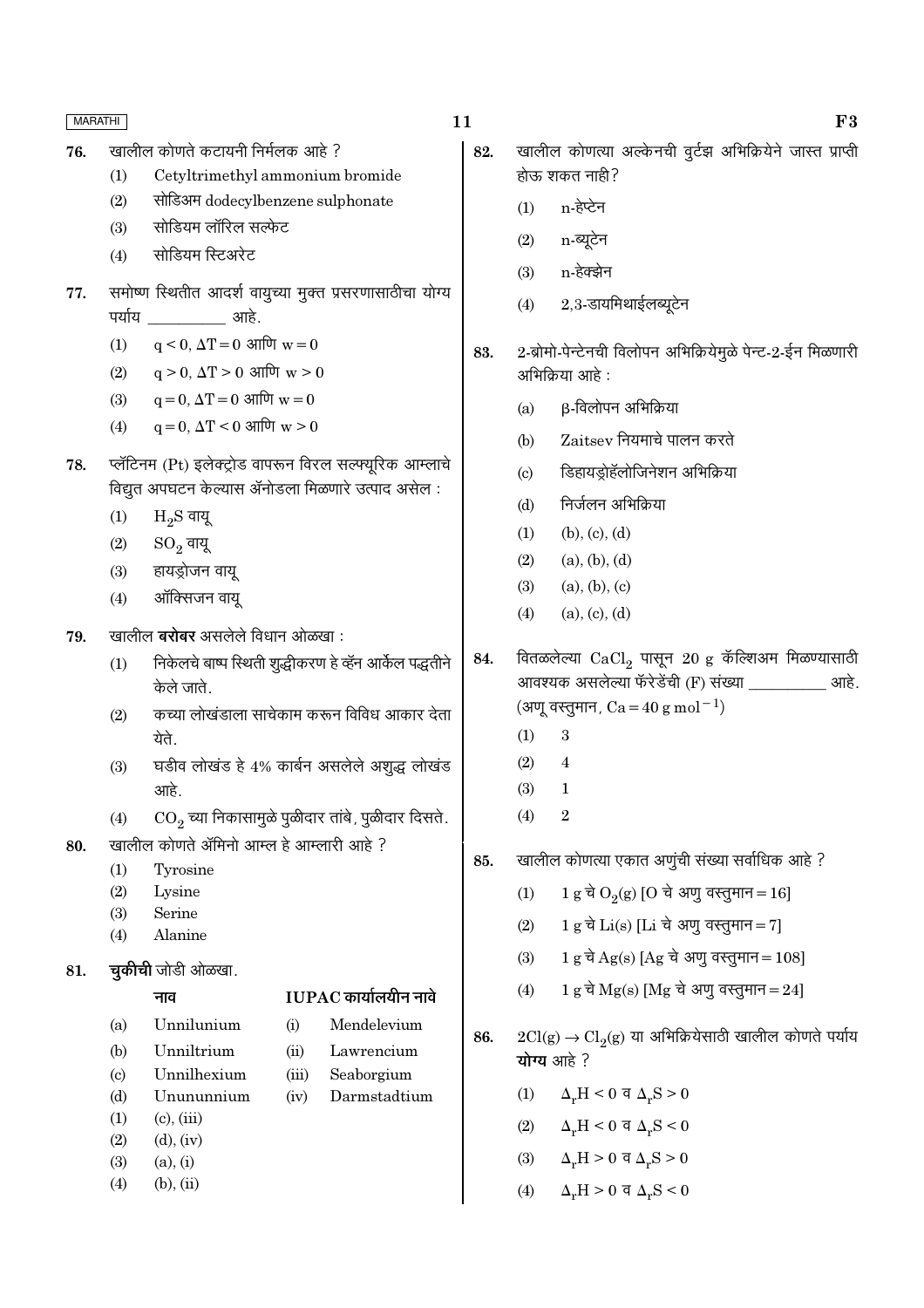76. खालील कोणते कटायनी निर्मलक आहे ?
    (1) Cetyltrimethyl ammonium bromide
    (2) सोडिअम dodecylbenzene sulphonate
    (3) सोडियम लॉरिल सल्फेट
    (4) सोडियम स्टिअरेट

77. समोष्ण स्थितीत आदर्श वायुच्या मुक्त प्रसरणासाठीचा योग्य पर्याय __________ आहे.
    (1) $q < 0, \Delta T = 0$ आणि $w = 0$
    (2) $q > 0, \Delta T > 0$ आणि $w > 0$
    (3) $q = 0, \Delta T = 0$ आणि $w = 0$
    (4) $q = 0, \Delta T < 0$ आणि $w > 0$

78. प्लॅटिनम (Pt) इलेक्ट्रोड वापरून विरल सल्फ्यूरिक आम्लाचे विद्युत अपघटन केल्यास ॲनोडला मिळणारे उत्पाद असेल :
    (1) $H_2S$ वायू
    (2) $SO_2$ वायू
    (3) हायड्रोजन वायू
    (4) ऑक्सिजन वायू

79. खालील **बरोबर** असलेले विधान ओळखा :
    (1) निकेलचे बाष्प स्थिती शुद्धीकरण हे व्हॅन आर्केल पद्धतीने केले जाते.
    (2) कच्चा लोखंडाला साचेकाम करून विविध आकार देता येते.
    (3) घडीव लोखंड हे 4% कार्बन असलेले अशुद्ध लोखंड आहे.
    (4) $CO_2$ च्या निकासामुळे पुळीदार तांबे, पुळीदार दिसते.

80. खालील कोणते ॲमिनो आम्ल हे आम्लारी आहे ?
    (1) Tyrosine
    (2) Lysine
    (3) Serine
    (4) Alanine

81. **चुकीची** जोडी ओळखा.

|  | नाव |  | IUPAC कार्यालयीन नावे |
|---|---|---|---|
| (a) | Unnilunium | (i) | Mendelevium |
| (b) | Unniltrium | (ii) | Lawrencium |
| (c) | Unnilhexium | (iii) | Seaborgium |
| (d) | Unununnium | (iv) | Darmstadtium |

    (1) (c), (iii)
    (2) (d), (iv)
    (3) (a), (i)
    (4) (b), (ii)

82. खालील कोणत्या अल्केनची वुर्टझ अभिक्रियेने जास्त प्राप्ती होऊ शकत नाही?
    (1) n-हेप्टेन
    (2) n-ब्यूटेन
    (3) n-हेक्झेन
    (4) 2,3-डायमिथाईलब्यूटेन

83. 2-ब्रोमो-पेन्टेनची विलोपन अभिक्रियेमुळे पेन्ट-2-ईन मिळणारी अभिक्रिया आहे :
    (a) β-विलोपन अभिक्रिया
    (b) Zaitsev नियमाचे पालन करते
    (c) डिहायड्रोहॅलोजिनेशन अभिक्रिया
    (d) निर्जलन अभिक्रिया
    (1) (b), (c), (d)
    (2) (a), (b), (d)
    (3) (a), (b), (c)
    (4) (a), (c), (d)

84. वितळलेल्या $CaCl_2$ पासून 20 g कॅल्शिअम मिळण्यासाठी आवश्यक असलेल्या फॅरेडेंची (F) संख्या __________ आहे. (अणू वस्तुमान, $Ca = 40\ g\ mol^{-1}$)
    (1) 3
    (2) 4
    (3) 1
    (4) 2

85. खालील कोणत्या एकात अणुंची संख्या सर्वाधिक आहे ?
    (1) 1 g चे $O_2(g)$ [O चे अणु वस्तुमान = 16]
    (2) 1 g चे Li(s) [Li चे अणु वस्तुमान = 7]
    (3) 1 g चे Ag(s) [Ag चे अणु वस्तुमान = 108]
    (4) 1 g चे Mg(s) [Mg चे अणु वस्तुमान = 24]

86. $2Cl(g) \rightarrow Cl_2(g)$ या अभिक्रियेसाठी खालील कोणते पर्याय **योग्य** आहे ?
    (1) $\Delta_rH < 0$ व $\Delta_rS > 0$
    (2) $\Delta_rH < 0$ व $\Delta_rS < 0$
    (3) $\Delta_rH > 0$ व $\Delta_rS > 0$
    (4) $\Delta_rH > 0$ व $\Delta_rS < 0$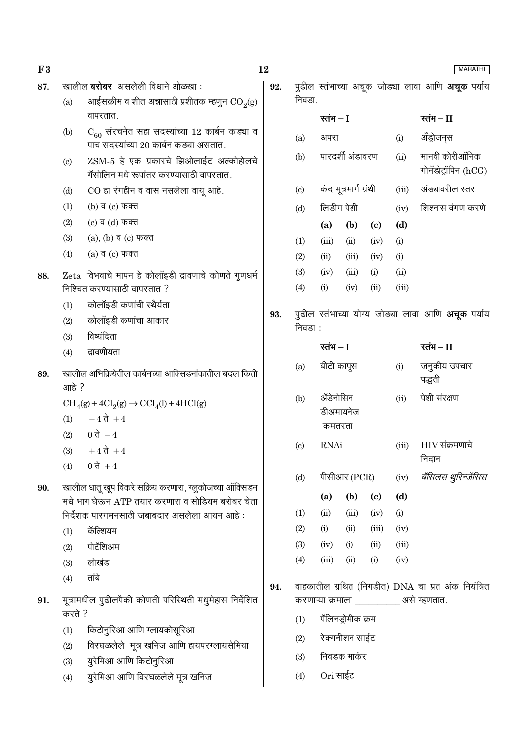87. खालील **बरोबर** असलेली विधाने ओळखा :

(a) आईसक्रीम व शीत अन्नासाठी प्रशीतक म्हणुन $CO_2(g)$ वापरतात.

(b) $C_{60}$ संरचनेत सहा सदस्यांच्या 12 कार्बन कड्या व पाच सदस्यांच्या 20 कार्बन कड्या असतात.

(c) ZSM-5 हे एक प्रकारचे झिओलाईट अल्कोहोलचे गॅसोलिन मधे रूपांतर करण्यासाठी वापरतात.

(d) CO हा रंगहीन व वास नसलेला वायू आहे.

(1) (b) व (c) फक्त

(2) (c) व (d) फक्त

(3) (a), (b) व (c) फक्त

(4) (a) व (c) फक्त

88. Zeta विभवाचे मापन हे कोलॉइडी द्रावणाचे कोणते गुणधर्म निश्चित करण्यासाठी वापरतात ?

(1) कोलॉइडी कणांची स्थैर्यता

(2) कोलॉइडी कणांचा आकार

(3) विष्यंदिता

(4) द्रावणीयता

89. खालील अभिक्रियेतील कार्बनच्या ऑक्सिडनांकातील बदल किती आहे ?

$CH_4(g) + 4Cl_2(g) \rightarrow CCl_4(l) + 4HCl(g)$

(1) $-4$ ते $+4$

(2) $0$ ते $-4$

(3) $+4$ ते $+4$

(4) $0$ ते $+4$

90. खालील धातू खूप विकरे सक्रिय करणारा, ग्लुकोजच्या ऑक्सिडन मधे भाग घेऊन ATP तयार करणारा व सोडियम बरोबर चेता निर्देशक पारगमनसाठी जबाबदार असलेला आयन आहे :

(1) कॅल्शियम

(2) पोटॅशिअम

(3) लोखंड

(4) तांबे

91. मूत्रामधील पुढीलपैकी कोणती परिस्थिती मधुमेहास निर्देशित करते ?

(1) किटोनुरिआ आणि ग्लायकोसूरिआ

(2) विरघळलेले मूत्र खनिज आणि हायपरग्लायसेमिया

(3) युरेमिआ आणि किटोनुरिआ

(4) युरेमिआ आणि विरघळलेले मूत्र खनिज

92. पुढील स्तंभाच्या अचूक जोड्या लावा आणि **अचूक** पर्याय निवडा.

| | स्तंभ – I | | स्तंभ – II |
|---|---|---|---|
| (a) | अपरा | (i) | अँड्रोजन्स |
| (b) | पारदर्शी अंडावरण | (ii) | मानवी कोरीऑनिक गोनॅडोट्रॉपिन (hCG) |
| (c) | कंद मूत्रमार्ग ग्रंथी | (iii) | अंड्यावरील स्तर |
| (d) | लिडीग पेशी | (iv) | शिश्नास वंगण करणे |

| | (a) | (b) | (c) | (d) |
|---|---|---|---|---|
| (1) | (iii) | (ii) | (iv) | (i) |
| (2) | (ii) | (iii) | (iv) | (i) |
| (3) | (iv) | (iii) | (i) | (ii) |
| (4) | (i) | (iv) | (ii) | (iii) |

93. पुढील स्तंभाच्या योग्य जोड्या लावा आणि **अचूक** पर्याय निवडा :

| | स्तंभ – I | | स्तंभ – II |
|---|---|---|---|
| (a) | बीटी कापूस | (i) | जनुकीय उपचार पद्धती |
| (b) | ॲडेनोसिन डीअमायनेज कमतरता | (ii) | पेशी संरक्षण |
| (c) | RNAi | (iii) | HIV संक्रमणाचे निदान |
| (d) | पीसीआर (PCR) | (iv) | *बॅसिलस थुरिन्जेंसिस* |

| | (a) | (b) | (c) | (d) |
|---|---|---|---|---|
| (1) | (ii) | (iii) | (iv) | (i) |
| (2) | (i) | (ii) | (iii) | (iv) |
| (3) | (iv) | (i) | (ii) | (iii) |
| (4) | (iii) | (ii) | (i) | (iv) |

94. वाहकातील ग्रथित (निगडीत) DNA चा प्रत अंक नियंत्रित करणाऱ्या क्रमाला __________ असे म्हणतात.

(1) पॅलिनड्रोमीक क्रम

(2) रेक्ग्नीशन साईट

(3) निवडक मार्कर

(4) Ori साईट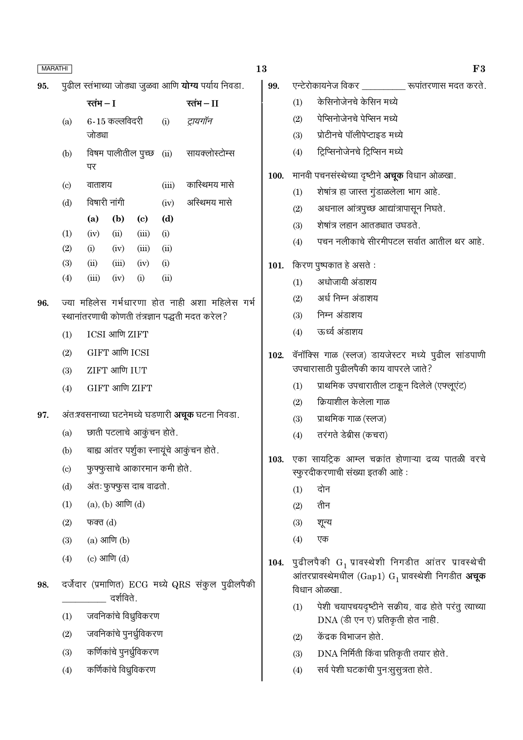**95.** पुढील स्तंभाच्या जोड्या जुळवा आणि **योग्य** पर्याय निवडा.

| | स्तंभ – I | | स्तंभ – II |
|---|---|---|---|
| (a) | 6-15 कल्लविदरी जोड्या | (i) | *ट्रायगॉन* |
| (b) | विषम पालीतील पुच्छ पर | (ii) | सायक्लोस्टोम्स |
| (c) | वाताशय | (iii) | कास्थिमय मासे |
| (d) | विषारी नांगी | (iv) | अस्थिमय मासे |

| | (a) | (b) | (c) | (d) |
|---|---|---|---|---|
| (1) | (iv) | (ii) | (iii) | (i) |
| (2) | (i) | (iv) | (iii) | (ii) |
| (3) | (ii) | (iii) | (iv) | (i) |
| (4) | (iii) | (iv) | (i) | (ii) |

**96.** ज्या महिलेस गर्भधारणा होत नाही अशा महिलेस गर्भ स्थानांतरणाची कोणती तंत्रज्ञान पद्धती मदत करेल?

(1) ICSI आणि ZIFT

(2) GIFT आणि ICSI

(3) ZIFT आणि IUT

(4) GIFT आणि ZIFT

**97.** अंतःश्वसनाच्या घटनेमध्ये घडणारी **अचूक** घटना निवडा.

(a) छाती पटलाचे आकुंचन होते.

(b) बाह्य आंतर पर्शुका स्नायूंचे आकुंचन होते.

(c) फुफ्फुसाचे आकारमान कमी होते.

(d) अंतः फुफ्फुस दाब वाढतो.

(1) (a), (b) आणि (d)

(2) फक्त (d)

(3) (a) आणि (b)

(4) (c) आणि (d)

**98.** दर्जेदार (प्रमाणित) ECG मध्ये QRS संकुल पुढीलपैकी __________ दर्शविते.

(1) जवनिकांचे विध्रुविकरण

(2) जवनिकांचे पुनर्ध्रुविकरण

(3) कर्णिकांचे पुनर्ध्रुविकरण

(4) कर्णिकांचे विध्रुविकरण

**99.** एन्टेरोकायनेज विकर __________ रूपांतरणास मदत करते.

(1) केसिनोजेनचे केसिन मध्ये

(2) पेप्सिनोजेनचे पेप्सिन मध्ये

(3) प्रोटीनचे पॉलीपेप्टाइड मध्ये

(4) ट्रिप्सिनोजेनचे ट्रिप्सिन मध्ये

**100.** मानवी पचनसंस्थेच्या दृष्टीने **अचूक** विधान ओळखा.

(1) शेषांत्र हा जास्त गुंडाळलेला भाग आहे.

(2) अधनाल आंत्रपुच्छ आद्यांत्रापासून निघते.

(3) शेषांत्र लहान आतड्यात उघडते.

(4) पचन नलीकाचे सीरमीपटल सर्वात आतील थर आहे.

**101.** किरण पुष्पकात हे असते :

(1) अधोजायी अंडाशय

(2) अर्ध निम्न अंडाशय

(3) निम्न अंडाशय

(4) ऊर्ध्व अंडाशय

**102.** वॅनॉक्सि गाळ (स्लज) डायजेस्टर मध्ये पुढील सांडपाणी उपचारासाठी पुढीलपैकी काय वापरले जाते?

(1) प्राथमिक उपचारातील टाकून दिलेले (एफ्लूएंट)

(2) क्रियाशील केलेला गाळ

(3) प्राथमिक गाळ (स्लज)

(4) तरंगते डेब्रीस (कचरा)

**103.** एका सायट्रिक आम्ल चक्रांत होणाऱ्या द्रव्य पातळी वरचे स्फुरदीकरणाची संख्या इतकी आहे :

(1) दोन

(2) तीन

(3) शून्य

(4) एक

**104.** पुढीलपैकी $G_1$ प्रावस्थेशी निगडीत आंतर प्रावस्थेची आंतरप्रावस्थेमधील (Gap1) $G_1$ प्रावस्थेशी निगडीत **अचूक** विधान ओळखा.

(1) पेशी चयापचयदृष्टीने सक्रीय, वाढ होते परंतु त्याच्या DNA (डी एन ए) प्रतिकृती होत नाही.

(2) केंद्रक विभाजन होते.

(3) DNA निर्मिती किंवा प्रतिकृती तयार होते.

(4) सर्व पेशी घटकांची पुनःसुसुत्रता होते.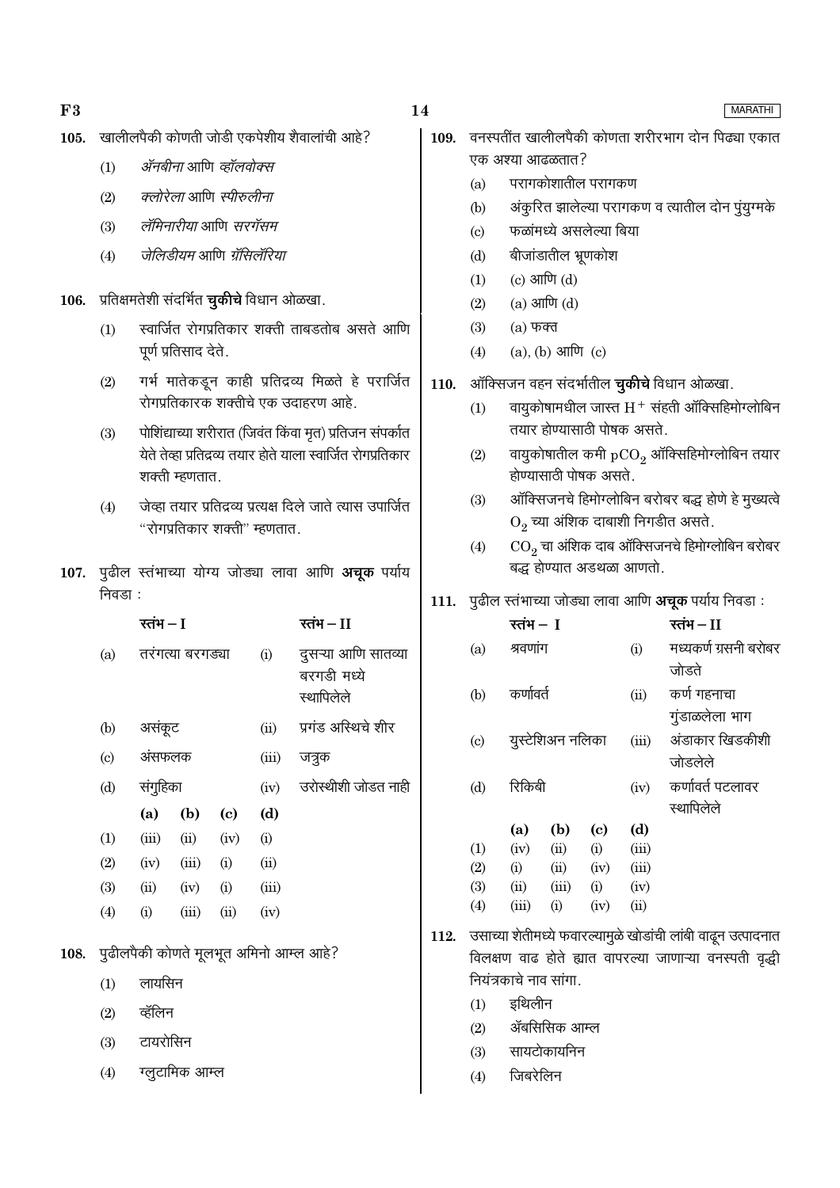105. खालीलपैकी कोणती जोडी एकपेशीय शैवालांची आहे?

(1) *ॲनबीना* आणि *व्हॉलवोक्स*

(2) *क्लोरेला* आणि *स्पीरुलीना*

(3) *लॅमिनारीया* आणि *सरगॅसम*

(4) *जेलिडीयम* आणि *ग्रॅसिलॅरिया*

106. प्रतिक्षमतेशी संदर्भित **चुकीचे** विधान ओळखा.

(1) स्वार्जित रोगप्रतिकार शक्ती ताबडतोब असते आणि पूर्ण प्रतिसाद देते.

(2) गर्भ मातेकडून काही प्रतिद्रव्य मिळते हे परार्जित रोगप्रतिकारक शक्तीचे एक उदाहरण आहे.

(3) पोशिंद्याच्या शरीरात (जिवंत किंवा मृत) प्रतिजन संपर्कात येते तेव्हा प्रतिद्रव्य तयार होते याला स्वार्जित रोगप्रतिकार शक्ती म्हणतात.

(4) जेव्हा तयार प्रतिद्रव्य प्रत्यक्ष दिले जाते त्यास उपार्जित "रोगप्रतिकार शक्ती" म्हणतात.

107. पुढील स्तंभाच्या योग्य जोड्या लावा आणि **अचूक** पर्याय निवडा :

| | स्तंभ – I | | स्तंभ – II |
|---|---|---|---|
| (a) | तरंगत्या बरगड्या | (i) | दुसऱ्या आणि सातव्या बरगडी मध्ये स्थापिलेले |
| (b) | असंकूट | (ii) | प्रगंड अस्थिचे शीर |
| (c) | अंसफलक | (iii) | जत्रुक |
| (d) | संगुहिका | (iv) | उरोस्थीशी जोडत नाही |

| | (a) | (b) | (c) | (d) |
|---|---|---|---|---|
| (1) | (iii) | (ii) | (iv) | (i) |
| (2) | (iv) | (iii) | (i) | (ii) |
| (3) | (ii) | (iv) | (i) | (iii) |
| (4) | (i) | (iii) | (ii) | (iv) |

108. पुढीलपैकी कोणते मूलभूत अमिनो आम्ल आहे?

(1) लायसिन

(2) व्हॅलिन

(3) टायरोसिन

(4) ग्लुटामिक आम्ल

109. वनस्पतींत खालीलपैकी कोणता शरीरभाग दोन पिढ्या एकात एक अश्या आढळतात?

(a) परागकोशातील परागकण

(b) अंकुरित झालेल्या परागकण व त्यातील दोन पुंयुग्मके

(c) फळांमध्ये असलेल्या बिया

(d) बीजांडातील भ्रूणकोश

(1) (c) आणि (d)

(2) (a) आणि (d)

(3) (a) फक्त

(4) (a), (b) आणि (c)

110. ऑक्सिजन वहन संदर्भातील **चुकीचे** विधान ओळखा.

(1) वायुकोषामधील जास्त $H^+$ संहती ऑक्सिहिमोग्लोबिन तयार होण्यासाठी पोषक असते.

(2) वायुकोषातील कमी $pCO_2$ ऑक्सिहिमोग्लोबिन तयार होण्यासाठी पोषक असते.

(3) ऑक्सिजनचे हिमोग्लोबिन बरोबर बद्ध होणे हे मुख्यत्वे $O_2$ च्या अंशिक दाबाशी निगडीत असते.

(4) $CO_2$ चा अंशिक दाब ऑक्सिजनचे हिमोग्लोबिन बरोबर बद्ध होण्यात अडथळा आणतो.

111. पुढील स्तंभाच्या जोड्या लावा आणि **अचूक** पर्याय निवडा :

| | स्तंभ – I | | स्तंभ – II |
|---|---|---|---|
| (a) | श्रवणांग | (i) | मध्यकर्ण ग्रसनी बरोबर जोडते |
| (b) | कर्णावर्त | (ii) | कर्ण गहनाचा गुंडाळलेला भाग |
| (c) | युस्टेशिअन नलिका | (iii) | अंडाकार खिडकीशी जोडलेले |
| (d) | रिकिबी | (iv) | कर्णावर्त पटलावर स्थापिलेले |

| | (a) | (b) | (c) | (d) |
|---|---|---|---|---|
| (1) | (iv) | (ii) | (i) | (iii) |
| (2) | (i) | (ii) | (iv) | (iii) |
| (3) | (ii) | (iii) | (i) | (iv) |
| (4) | (iii) | (i) | (iv) | (ii) |

112. उसाच्या शेतीमध्ये फवारल्यामुळे खोडांची लांबी वाढून उत्पादनात विलक्षण वाढ होते ह्यात वापरल्या जाणाऱ्या वनस्पती वृद्धी नियंत्रकाचे नाव सांगा.

(1) इथिलीन

(2) ॲबसिसिक आम्ल

(3) सायटोकायनिन

(4) जिबरेलिन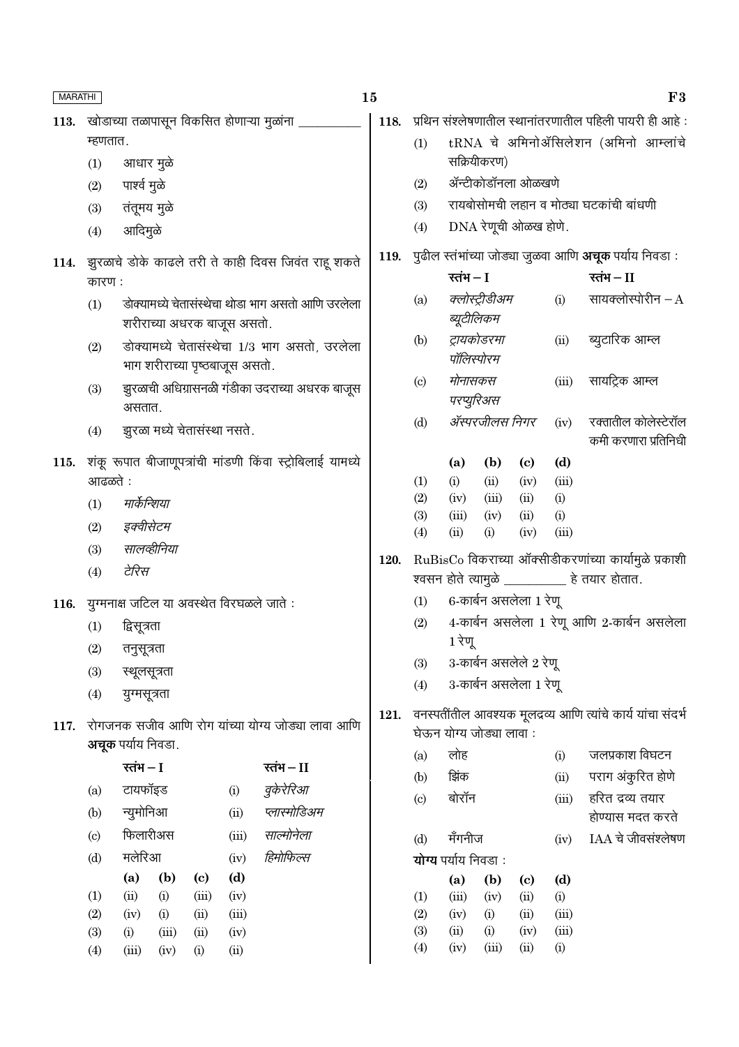113. खोडाच्या तळापासून विकसित होणाऱ्या मुळांना __________ म्हणतात.

(1) आधार मुळे

(2) पार्श्व मुळे

(3) तंतूमय मुळे

(4) आदिमुळे

114. झुरळाचे डोके काढले तरी ते काही दिवस जिवंत राहू शकते कारण :

(1) डोक्यामध्ये चेतासंस्थेचा थोडा भाग असतो आणि उरलेला शरीराच्या अधरक बाजूस असतो.

(2) डोक्यामध्ये चेतासंस्थेचा 1/3 भाग असतो, उरलेला भाग शरीराच्या पृष्ठबाजूस असतो.

(3) झुरळाची अधिग्रासनळी गंडीका उदराच्या अधरक बाजूस असतात.

(4) झुरळा मध्ये चेतासंस्था नसते.

115. शंकू रूपात बीजाणूपत्रांची मांडणी किंवा स्ट्रोबिलाई यामध्ये आढळते :

(1) *मार्केन्शिया*

(2) *इक्वीसेटम*

(3) *सालव्हीनिया*

(4) *टेरिस*

116. युग्मनाक्ष जटिल या अवस्थेत विरघळले जाते :

(1) द्विसूत्रता

(2) तनुसूत्रता

(3) स्थूलसूत्रता

(4) युग्मसूत्रता

117. रोगजनक सजीव आणि रोग यांच्या योग्य जोड्या लावा आणि **अचूक** पर्याय निवडा.

| | स्तंभ – I | | स्तंभ – II |
|---|---|---|---|
| (a) | टायफॉइड | (i) | *वुकेरेरिआ* |
| (b) | न्युमोनिआ | (ii) | *प्लास्मोडिअम* |
| (c) | फिलारीअस | (iii) | *साल्मोनेला* |
| (d) | मलेरिआ | (iv) | *हिमोफिल्स* |

| | (a) | (b) | (c) | (d) |
|---|---|---|---|---|
| (1) | (ii) | (i) | (iii) | (iv) |
| (2) | (iv) | (i) | (ii) | (iii) |
| (3) | (i) | (iii) | (ii) | (iv) |
| (4) | (iii) | (iv) | (i) | (ii) |

118. प्रथिन संश्लेषणातील स्थानांतरणातील पहिली पायरी ही आहे :

(1) tRNA चे अमिनोॲसिलेशन (अमिनो आम्लांचे सक्रियीकरण)

(2) ॲन्टीकोडॉनला ओळखणे

(3) रायबोसोमची लहान व मोठ्या घटकांची बांधणी

(4) DNA रेणूची ओळख होणे.

119. पुढील स्तंभांच्या जोड्या जुळवा आणि **अचूक** पर्याय निवडा :

| | स्तंभ – I | | स्तंभ – II |
|---|---|---|---|
| (a) | *क्लोस्ट्रीडीअम ब्यूटीलिकम* | (i) | सायक्लोस्पोरीन – A |
| (b) | *ट्रायकोडरमा पॉलिस्पोरम* | (ii) | ब्युटारिक आम्ल |
| (c) | *मोनासकस परप्युरिअस* | (iii) | सायट्रिक आम्ल |
| (d) | *ॲस्परजीलस निगर* | (iv) | रक्तातील कोलेस्टेरॉल कमी करणारा प्रतिनिधी |

| | (a) | (b) | (c) | (d) |
|---|---|---|---|---|
| (1) | (i) | (ii) | (iv) | (iii) |
| (2) | (iv) | (iii) | (ii) | (i) |
| (3) | (iii) | (iv) | (ii) | (i) |
| (4) | (ii) | (i) | (iv) | (iii) |

120. RuBisCo विकराच्या ऑक्सीडीकरणांच्या कार्यामुळे प्रकाशी श्वसन होते त्यामुळे __________ हे तयार होतात.

(1) 6-कार्बन असलेला 1 रेणू

(2) 4-कार्बन असलेला 1 रेणू आणि 2-कार्बन असलेला 1 रेणू

(3) 3-कार्बन असलेले 2 रेणू

(4) 3-कार्बन असलेला 1 रेणू

121. वनस्पतींतील आवश्यक मूलद्रव्य आणि त्यांचे कार्य यांचा संदर्भ घेऊन योग्य जोड्या लावा :

| | | | |
|---|---|---|---|
| (a) | लोह | (i) | जलप्रकाश विघटन |
| (b) | झिंक | (ii) | पराग अंकुरित होणे |
| (c) | बोरॉन | (iii) | हरित द्रव्य तयार होण्यास मदत करते |
| (d) | मँगनीज | (iv) | IAA चे जीवसंश्लेषण |

**योग्य** पर्याय निवडा :

| | (a) | (b) | (c) | (d) |
|---|---|---|---|---|
| (1) | (iii) | (iv) | (ii) | (i) |
| (2) | (iv) | (i) | (ii) | (iii) |
| (3) | (ii) | (i) | (iv) | (iii) |
| (4) | (iv) | (iii) | (ii) | (i) |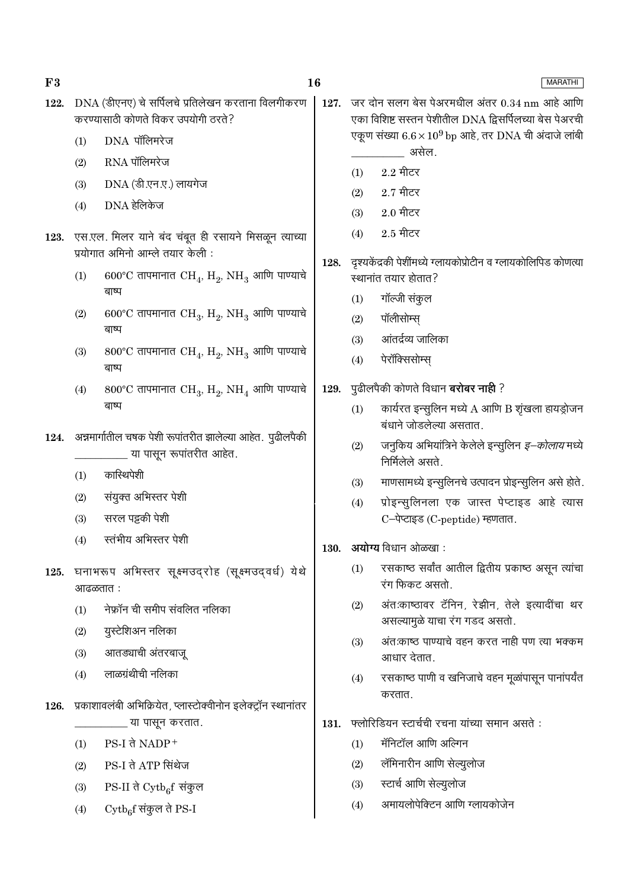122. DNA (डीएनए) चे सर्पिलचे प्रतिलेखन करताना विलगीकरण करण्यासाठी कोणते विकर उपयोगी ठरते?

(1) DNA पॉलिमरेज

(2) RNA पॉलिमरेज

(3) DNA (डी.एन.ए.) लायगेज

(4) DNA हेलिकेज

123. एस.एल. मिलर याने बंद चंबूत ही रसायने मिसळून त्याच्या प्रयोगात अमिनो आम्ले तयार केली :

(1) 600°C तापमानात $CH_4$, $H_2$, $NH_3$ आणि पाण्याचे बाष्प

(2) 600°C तापमानात $CH_3$, $H_2$, $NH_3$ आणि पाण्याचे बाष्प

(3) 800°C तापमानात $CH_4$, $H_2$, $NH_3$ आणि पाण्याचे बाष्प

(4) 800°C तापमानात $CH_3$, $H_2$, $NH_4$ आणि पाण्याचे बाष्प

124. अन्नमार्गातील चषक पेशी रूपांतरीत झालेल्या आहेत. पुढीलपैकी __________ या पासून रूपांतरीत आहेत.

(1) कास्थिपेशी

(2) संयुक्त अभिस्तर पेशी

(3) सरल पट्टकी पेशी

(4) स्तंभीय अभिस्तर पेशी

125. घनाभरूप अभिस्तर सूक्ष्मउद्‌रोह (सूक्ष्मउद्वर्ध) येथे आढळतात :

(1) नेफ्रॉन ची समीप संवलित नलिका

(2) युस्टेशिअन नलिका

(3) आतड्याची अंतरबाजू

(4) लाळग्रंथीची नलिका

126. प्रकाशावलंबी अभिक्रियेत, प्लास्टोक्वीनोन इलेक्ट्रॉन स्थानांतर __________ या पासून करतात.

(1) PS-I ते $NADP^+$

(2) PS-I ते ATP सिंथेज

(3) PS-II ते $Cytb_6f$ संकुल

(4) $Cytb_6f$ संकुल ते PS-I

127. जर दोन सलग बेस पेअरमधील अंतर 0.34 nm आहे आणि एका विशिष्ट सस्तन पेशीतील DNA द्विसर्पिलच्या बेस पेअरची एकूण संख्या $6.6 \times 10^9$ bp आहे, तर DNA ची अंदाजे लांबी __________ असेल.

(1) 2.2 मीटर

(2) 2.7 मीटर

(3) 2.0 मीटर

(4) 2.5 मीटर

128. दृश्यकेंद्रकी पेशींमध्ये ग्लायकोप्रोटीन व ग्लायकोलिपिड कोणत्या स्थानांत तयार होतात?

(1) गॉल्जी संकुल

(2) पॉलीसोम्स्

(3) आंतर्द्रव्य जालिका

(4) पेरॉक्सिसोम्स्

129. पुढीलपैकी कोणते विधान **बरोबर नाही** ?

(1) कार्यरत इन्सुलिन मध्ये A आणि B शृंखला हायड्रोजन बंधाने जोडलेल्या असतात.

(2) जनुकिय अभियांत्रिने केलेले इन्सुलिन *इ–कोलाय* मध्ये निर्मिलेले असते.

(3) माणसामध्ये इन्सुलिनचे उत्पादन प्रोइन्सुलिन असे होते.

(4) प्रोइन्सुलिनला एक जास्त पेप्टाइड आहे त्यास C–पेप्टाइड (C-peptide) म्हणतात.

130. **अयोग्य** विधान ओळखा :

(1) रसकाष्ठ सर्वांत आतील द्वितीय प्रकाष्ठ असून त्यांचा रंग फिकट असतो.

(2) अंत:काष्ठावर टॅनिन, रेझीन, तेले इत्यादींचा थर असल्यामुळे याचा रंग गडद असतो.

(3) अंत:काष्ठ पाण्याचे वहन करत नाही पण त्या भक्कम आधार देतात.

(4) रसकाष्ठ पाणी व खनिजाचे वहन मूळांपासून पानांपर्यंत करतात.

131. फ्लोरिडियन स्टार्चची रचना यांच्या समान असते :

(1) मॅनिटॉल आणि अल्गिन

(2) लॅमिनारीन आणि सेल्युलोज

(3) स्टार्च आणि सेल्युलोज

(4) अमायलोपेक्टिन आणि ग्लायकोजेन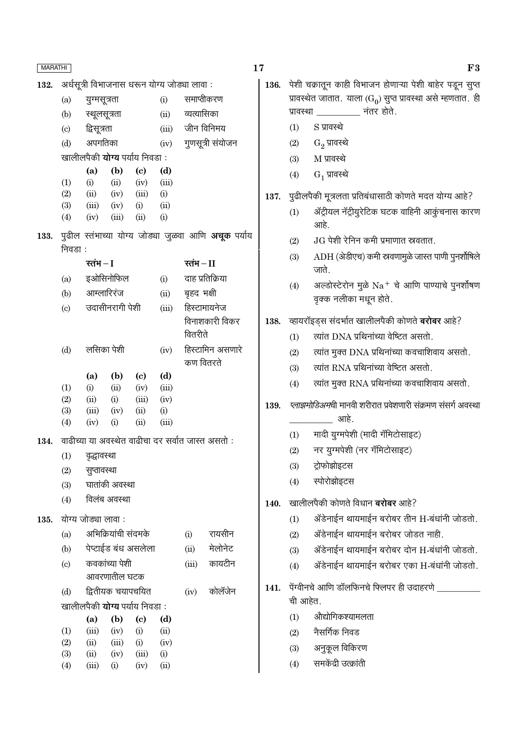132. अर्धसूत्री विभाजनास धरून योग्य जोड्या लावा :

| | | | |
|---|---|---|---|
| (a) | युग्मसूत्रता | (i) | समाप्तीकरण |
| (b) | स्थूलसूत्रता | (ii) | व्यत्यासिका |
| (c) | द्विसूत्रता | (iii) | जीन विनिमय |
| (d) | अपगतिका | (iv) | गुणसूत्री संयोजन |

खालीलपैकी **योग्य** पर्याय निवडा :

| | (a) | (b) | (c) | (d) |
|---|---|---|---|---|
| (1) | (i) | (ii) | (iv) | (iii) |
| (2) | (ii) | (iv) | (iii) | (i) |
| (3) | (iii) | (iv) | (i) | (ii) |
| (4) | (iv) | (iii) | (ii) | (i) |

133. पुढील स्तंभाच्या योग्य जोड्या जुळवा आणि **अचूक** पर्याय निवडा :

| | स्तंभ – I | | स्तंभ – II |
|---|---|---|---|
| (a) | इओसिनोफिल | (i) | दाह प्रतिक्रिया |
| (b) | आम्लारिरंज | (ii) | बृहद भक्षी |
| (c) | उदासीनरागी पेशी | (iii) | हिस्टामायनेज विनाशकारी विकर वितरीते |
| (d) | लसिका पेशी | (iv) | हिस्टामिन असणारे कण वितरते |

| | (a) | (b) | (c) | (d) |
|---|---|---|---|---|
| (1) | (i) | (ii) | (iv) | (iii) |
| (2) | (ii) | (i) | (iii) | (iv) |
| (3) | (iii) | (iv) | (ii) | (i) |
| (4) | (iv) | (i) | (ii) | (iii) |

134. वाढीच्या या अवस्थेत वाढीचा दर सर्वात जास्त असतो :

(1) वृद्धावस्था

(2) सुप्तावस्था

(3) घातांकी अवस्था

(4) विलंब अवस्था

135. योग्य जोड्या लावा :

| | | | |
|---|---|---|---|
| (a) | अभिक्रियांची संदमके | (i) | रायसीन |
| (b) | पेप्टाईड बंध असलेला | (ii) | मेलोनेट |
| (c) | कवकांच्या पेशी आवरणातील घटक | (iii) | कायटीन |
| (d) | द्वितीयक चयापचयित | (iv) | कोलॅजेन |

खालीलपैकी **योग्य** पर्याय निवडा :

| | (a) | (b) | (c) | (d) |
|---|---|---|---|---|
| (1) | (iii) | (iv) | (i) | (ii) |
| (2) | (ii) | (iii) | (i) | (iv) |
| (3) | (ii) | (iv) | (iii) | (i) |
| (4) | (iii) | (i) | (iv) | (ii) |

136. पेशी चक्रातून काही विभाजन होणाऱ्या पेशी बाहेर पडून सुप्त प्रावस्थेत जातात. याला ($G_0$) सुप्त प्रावस्था असे म्हणतात. ही प्रावस्था __________ नंतर होते.

(1) S प्रावस्थे

(2) $G_2$ प्रावस्थे

(3) M प्रावस्थे

(4) $G_1$ प्रावस्थे

137. पुढीलपैकी मूत्रलता प्रतिबंधासाठी कोणते मदत योग्य आहे?

(1) ॲट्रीयल नॅट्रीयुरेटिक घटक वाहिनी आकुंचनास कारण आहे.

(2) JG पेशी रेनिन कमी प्रमाणात स्त्रवतात.

(3) ADH (ॲडीएच) कमी स्त्रवणामुळे जास्त पाणी पुनर्शोषिले जाते.

(4) अल्डोस्टेरोन मुळे $Na^+$ चे आणि पाण्याचे पुनर्शोषण वृक्क नलीका मधून होते.

138. व्हायरॉइड्स संदर्भात खालीलपैकी कोणते **बरोबर** आहे?

(1) त्यांत DNA प्रथिनांच्या वेष्टित असतो.

(2) त्यांत मुक्त DNA प्रथिनांच्या कवचाशिवाय असतो.

(3) त्यांत RNA प्रथिनांच्या वेष्टित असतो.

(4) त्यांत मुक्त RNA प्रथिनांच्या कवचाशिवाय असतो.

139. *प्लाझमोडिअमची* मानवी शरीरात प्रवेशणारी संक्रमण संसर्ग अवस्था __________ आहे.

(1) मादी युग्मपेशी (मादी गॅमिटोसाइट)

(2) नर युग्मपेशी (नर गॅमिटोसाइट)

(3) ट्रोफोझोइटस

(4) स्पोरोझोइटस

140. खालीलपैकी कोणते विधान **बरोबर** आहे?

(1) ॲडेनाईन थायमाईन बरोबर तीन H-बंधांनी जोडतो.

(2) ॲडेनाईन थायमाईन बरोबर जोडत नाही.

(3) ॲडेनाईन थायमाईन बरोबर दोन H-बंधांनी जोडतो.

(4) ॲडेनाईन थायमाईन बरोबर एका H-बंधांनी जोडतो.

141. पेंग्वीनचे आणि डॉलफिनचे फ्लिपर ही उदाहरणे __________ ची आहेत.

(1) औद्योगिकश्यामलता

(2) नैसर्गिक निवड

(3) अनुकूल विकिरण

(4) समकेंद्री उत्क्रांती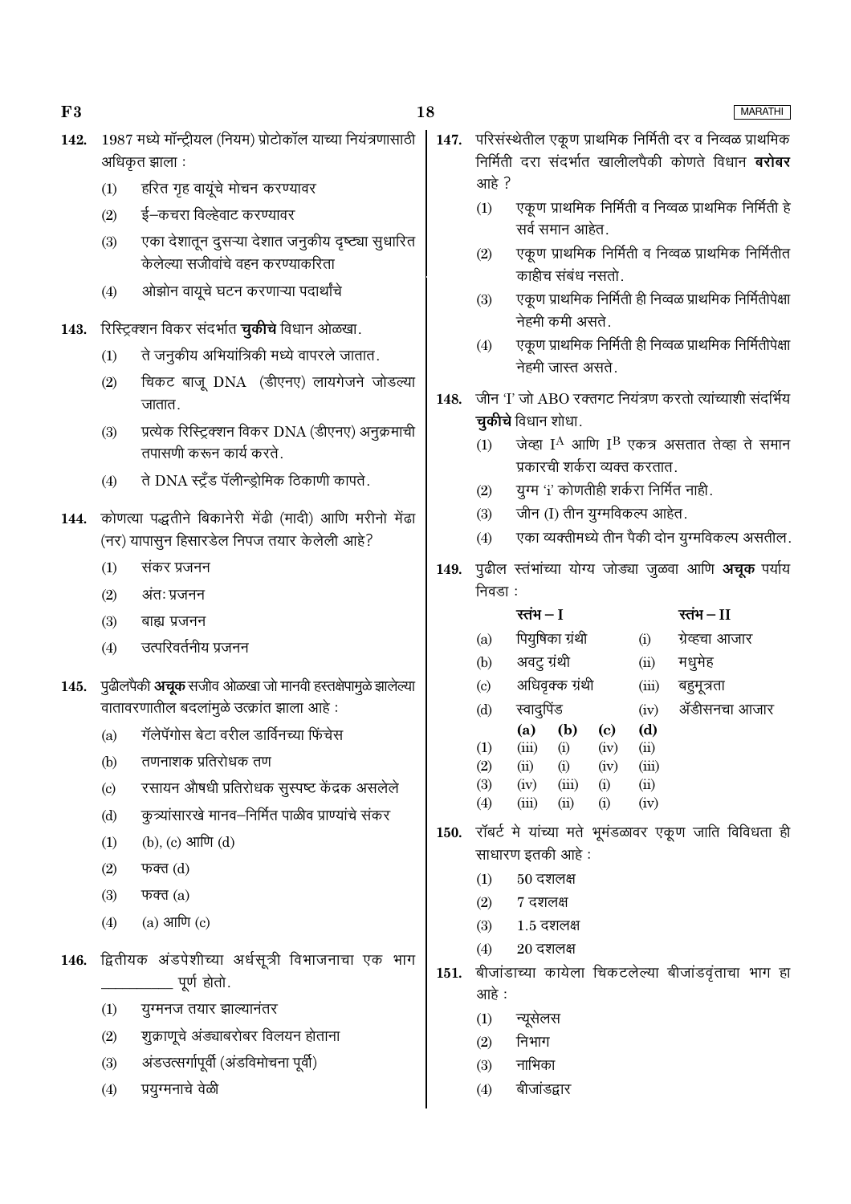**142.** 1987 मध्ये मॉन्ट्रीयल (नियम) प्रोटोकॉल याच्या नियंत्रणासाठी अधिकृत झाला :

(1) हरित गृह वायूंचे मोचन करण्यावर

(2) ई–कचरा विल्हेवाट करण्यावर

(3) एका देशातून दुसऱ्या देशात जनुकीय दृष्ट्या सुधारित केलेल्या सजीवांचे वहन करण्याकरिता

(4) ओझोन वायूचे घटन करणाऱ्या पदार्थांचे

**143.** रिस्ट्रिक्शन विकर संदर्भात **चुकीचे** विधान ओळखा.

(1) ते जनुकीय अभियांत्रिकी मध्ये वापरले जातात.

(2) चिकट बाजू DNA (डीएनए) लायगेजने जोडल्या जातात.

(3) प्रत्येक रिस्ट्रिक्शन विकर DNA (डीएनए) अनुक्रमाची तपासणी करून कार्य करते.

(4) ते DNA स्ट्रँड पॅलीन्ड्रोमिक ठिकाणी कापते.

**144.** कोणत्या पद्धतीने बिकानेरी मेंढी (मादी) आणि मरीनो मेंढा (नर) यापासुन हिसारडेल निपज तयार केलेली आहे?

(1) संकर प्रजनन

(2) अंतः प्रजनन

(3) बाह्य प्रजनन

(4) उत्परिवर्तनीय प्रजनन

**145.** पुढीलपैकी **अचूक** सजीव ओळखा जो मानवी हस्तक्षेपामुळे झालेल्या वातावरणातील बदलांमुळे उत्क्रांत झाला आहे :

(a) गॅलेपॅगोस बेटा वरील डार्विनच्या फिंचेस

(b) तणनाशक प्रतिरोधक तण

(c) रसायन औषधी प्रतिरोधक सुस्पष्ट केंद्रक असलेले

(d) कुत्र्यांसारखे मानव–निर्मित पाळीव प्राण्यांचे संकर

(1) (b), (c) आणि (d)

(2) फक्त (d)

(3) फक्त (a)

(4) (a) आणि (c)

**146.** द्वितीयक अंडपेशीच्या अर्धसूत्री विभाजनाचा एक भाग __________ पूर्ण होतो.

(1) युग्मनज तयार झाल्यानंतर

(2) शुक्राणूचे अंड्याबरोबर विलयन होताना

(3) अंडउत्सर्गापूर्वी (अंडविमोचना पूर्वी)

(4) प्रयुग्मनाचे वेळी

**147.** परिसंस्थेतील एकूण प्राथमिक निर्मिती दर व निव्वळ प्राथमिक निर्मिती दरा संदर्भात खालीलपैकी कोणते विधान **बरोबर** आहे ?

(1) एकूण प्राथमिक निर्मिती व निव्वळ प्राथमिक निर्मिती हे सर्व समान आहेत.

(2) एकूण प्राथमिक निर्मिती व निव्वळ प्राथमिक निर्मितीत काहीच संबंध नसतो.

(3) एकूण प्राथमिक निर्मिती ही निव्वळ प्राथमिक निर्मितीपेक्षा नेहमी कमी असते.

(4) एकूण प्राथमिक निर्मिती ही निव्वळ प्राथमिक निर्मितीपेक्षा नेहमी जास्त असते.

**148.** जीन 'I' जो ABO रक्तगट नियंत्रण करतो त्यांच्याशी संदर्भिय **चुकीचे** विधान शोधा.

(1) जेव्हा $I^A$ आणि $I^B$ एकत्र असतात तेव्हा ते समान प्रकारची शर्करा व्यक्त करतात.

(2) युग्म 'i' कोणतीही शर्करा निर्मित नाही.

(3) जीन (I) तीन युग्मविकल्प आहेत.

(4) एका व्यक्तीमध्ये तीन पैकी दोन युग्मविकल्प असतील.

**149.** पुढील स्तंभांच्या योग्य जोड्या जुळवा आणि **अचूक** पर्याय निवडा :

| | स्तंभ – I | | स्तंभ – II |
|---|---|---|---|
| (a) | पियुषिका ग्रंथी | (i) | ग्रेव्हचा आजार |
| (b) | अवटु ग्रंथी | (ii) | मधुमेह |
| (c) | अधिवृक्क ग्रंथी | (iii) | बहुमूत्रता |
| (d) | स्वादुपिंड | (iv) | ॲडीसनचा आजार |

| | (a) | (b) | (c) | (d) |
|---|---|---|---|---|
| (1) | (iii) | (i) | (iv) | (ii) |
| (2) | (ii) | (i) | (iv) | (iii) |
| (3) | (iv) | (iii) | (i) | (ii) |
| (4) | (iii) | (ii) | (i) | (iv) |

**150.** रॉबर्ट मे यांच्या मते भूमंडळावर एकूण जाति विविधता ही साधारण इतकी आहे :

(1) 50 दशलक्ष

(2) 7 दशलक्ष

(3) 1.5 दशलक्ष

(4) 20 दशलक्ष

**151.** बीजांडाच्या कायेला चिकटलेल्या बीजांडवृंताचा भाग हा आहे :

(1) न्यूसेलस

(2) निभाग

(3) नाभिका

(4) बीजांडद्वार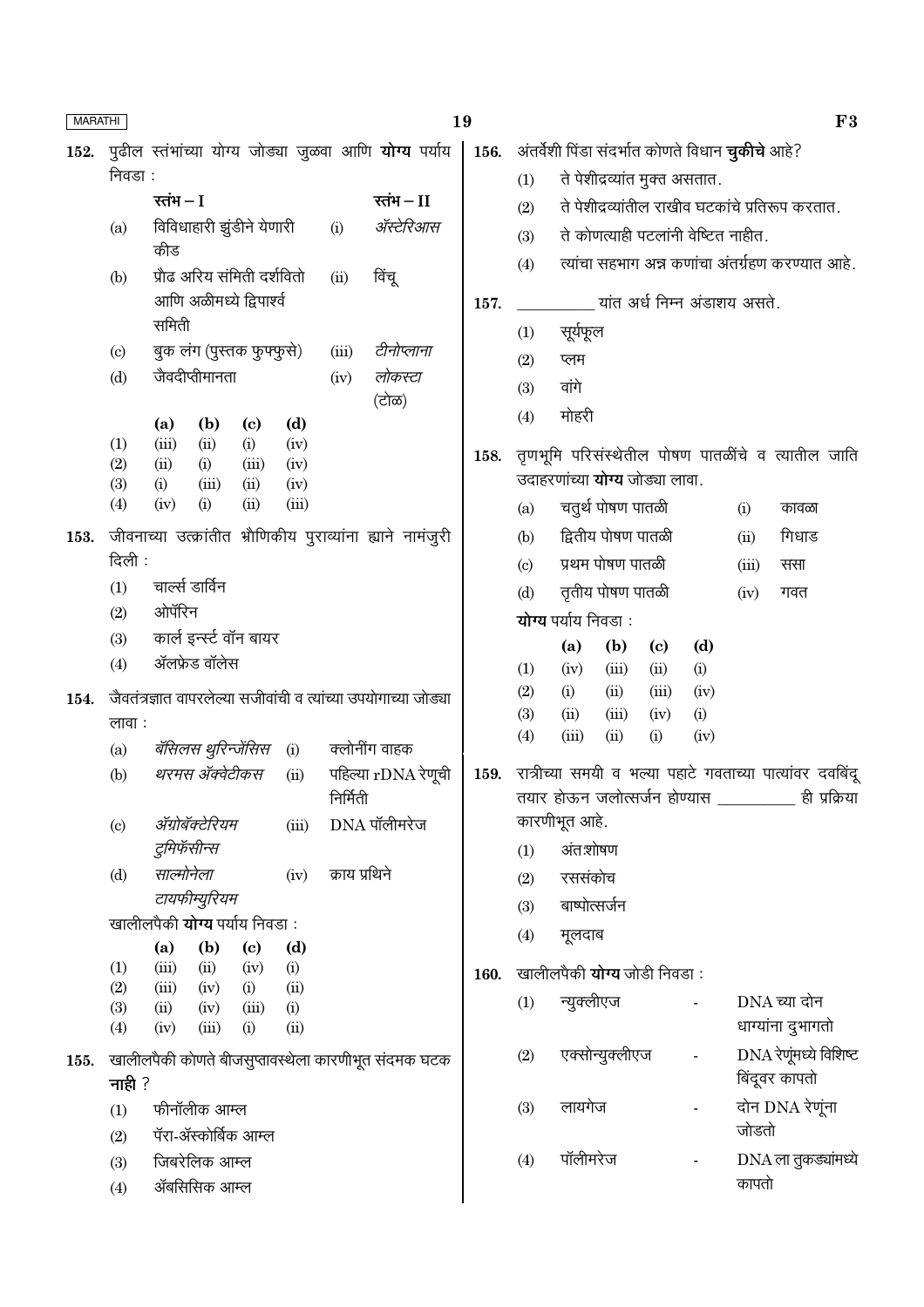**152.** पुढील स्तंभांच्या योग्य जोड्या जुळवा आणि **योग्य** पर्याय निवडा :

| | स्तंभ – I | | स्तंभ – II |
|---|---|---|---|
| (a) | विविधाहारी झुंडीने येणारी कीड | (i) | *ॲस्टेरिआस* |
| (b) | प्रौढ अरिय संमिती दर्शवितो आणि अळीमध्ये द्विपार्श्व समिती | (ii) | विंचू |
| (c) | बुक लंग (पुस्तक फुफ्फुसे) | (iii) | *टीनोप्लाना* |
| (d) | जैवदीप्तीमानता | (iv) | *लोकस्टा* (टोळ) |

| | (a) | (b) | (c) | (d) |
|---|---|---|---|---|
| (1) | (iii) | (ii) | (i) | (iv) |
| (2) | (ii) | (i) | (iii) | (iv) |
| (3) | (i) | (iii) | (ii) | (iv) |
| (4) | (iv) | (i) | (ii) | (iii) |

**153.** जीवनाच्या उत्क्रांतीत भ्रौणिकीय पुराव्यांना ह्याने नामंजुरी दिली :

(1) चार्ल्स डार्विन

(2) ओपॅरिन

(3) कार्ल इर्न्स्ट वॉन बायर

(4) ॲल्फ्रेड वॉलेस

**154.** जैवतंत्रज्ञात वापरलेल्या सजीवांची व त्यांच्या उपयोगाच्या जोड्या लावा :

| | | | |
|---|---|---|---|
| (a) | *बॅसिलस थुरिन्जेंसिस* | (i) | क्लोनींग वाहक |
| (b) | *थरमस ॲक्वेटीकस* | (ii) | पहिल्या rDNA रेणूची निर्मिती |
| (c) | *ॲग्रोबॅक्टेरियम टुमिफॅसीन्स* | (iii) | DNA पॉलीमरेज |
| (d) | *साल्मोनेला टायफीम्युरियम* | (iv) | क्राय प्रथिने |

खालीलपैकी **योग्य** पर्याय निवडा :

| | (a) | (b) | (c) | (d) |
|---|---|---|---|---|
| (1) | (iii) | (ii) | (iv) | (i) |
| (2) | (iii) | (iv) | (i) | (ii) |
| (3) | (ii) | (iv) | (iii) | (i) |
| (4) | (iv) | (iii) | (i) | (ii) |

**155.** खालीलपैकी कोणते बीजसुप्तावस्थेला कारणीभूत संदमक घटक **नाही** ?

(1) फीनॉलीक आम्ल

(2) पॅरा-ॲस्कोर्बिक आम्ल

(3) जिबरेलिक आम्ल

(4) ॲबसिसिक आम्ल

**156.** अंतर्वेशी पिंडा संदर्भात कोणते विधान **चुकीचे** आहे?

(1) ते पेशीद्रव्यांत मुक्त असतात.

(2) ते पेशीद्रव्यांतील राखीव घटकांचे प्रतिरूप करतात.

(3) ते कोणत्याही पटलांनी वेष्टित नाहीत.

(4) त्यांचा सहभाग अन्न कणांचा अंतर्ग्रहण करण्यात आहे.

**157.** __________ यांत अर्ध निम्न अंडाशय असते.

(1) सूर्यफूल

(2) प्लम

(3) वांगे

(4) मोहरी

**158.** तृणभूमि परिसंस्थेतील पोषण पातळींचे व त्यातील जाति उदाहरणांच्या **योग्य** जोड्या लावा.

| | | | |
|---|---|---|---|
| (a) | चतुर्थ पोषण पातळी | (i) | कावळा |
| (b) | द्वितीय पोषण पातळी | (ii) | गिधाड |
| (c) | प्रथम पोषण पातळी | (iii) | ससा |
| (d) | तृतीय पोषण पातळी | (iv) | गवत |

**योग्य** पर्याय निवडा :

| | (a) | (b) | (c) | (d) |
|---|---|---|---|---|
| (1) | (iv) | (iii) | (ii) | (i) |
| (2) | (i) | (ii) | (iii) | (iv) |
| (3) | (ii) | (iii) | (iv) | (i) |
| (4) | (iii) | (ii) | (i) | (iv) |

**159.** रात्रीच्या समयी व भल्या पहाटे गवताच्या पात्यांवर दवबिंदू तयार होऊन जलोत्सर्जन होण्यास __________ ही प्रक्रिया कारणीभूत आहे.

(1) अंतःशोषण

(2) रससंकोच

(3) बाष्पोत्सर्जन

(4) मूलदाब

**160.** खालीलपैकी **योग्य** जोडी निवडा :

(1) न्युक्लीएज - DNA च्या दोन धाग्यांना दुभागतो

(2) एक्सोन्युक्लीएज - DNA रेणूंमध्ये विशिष्ट बिंदूवर कापतो

(3) लायगेज - दोन DNA रेणूंना जोडतो

(4) पॉलीमरेज - DNA ला तुकड्यांमध्ये कापतो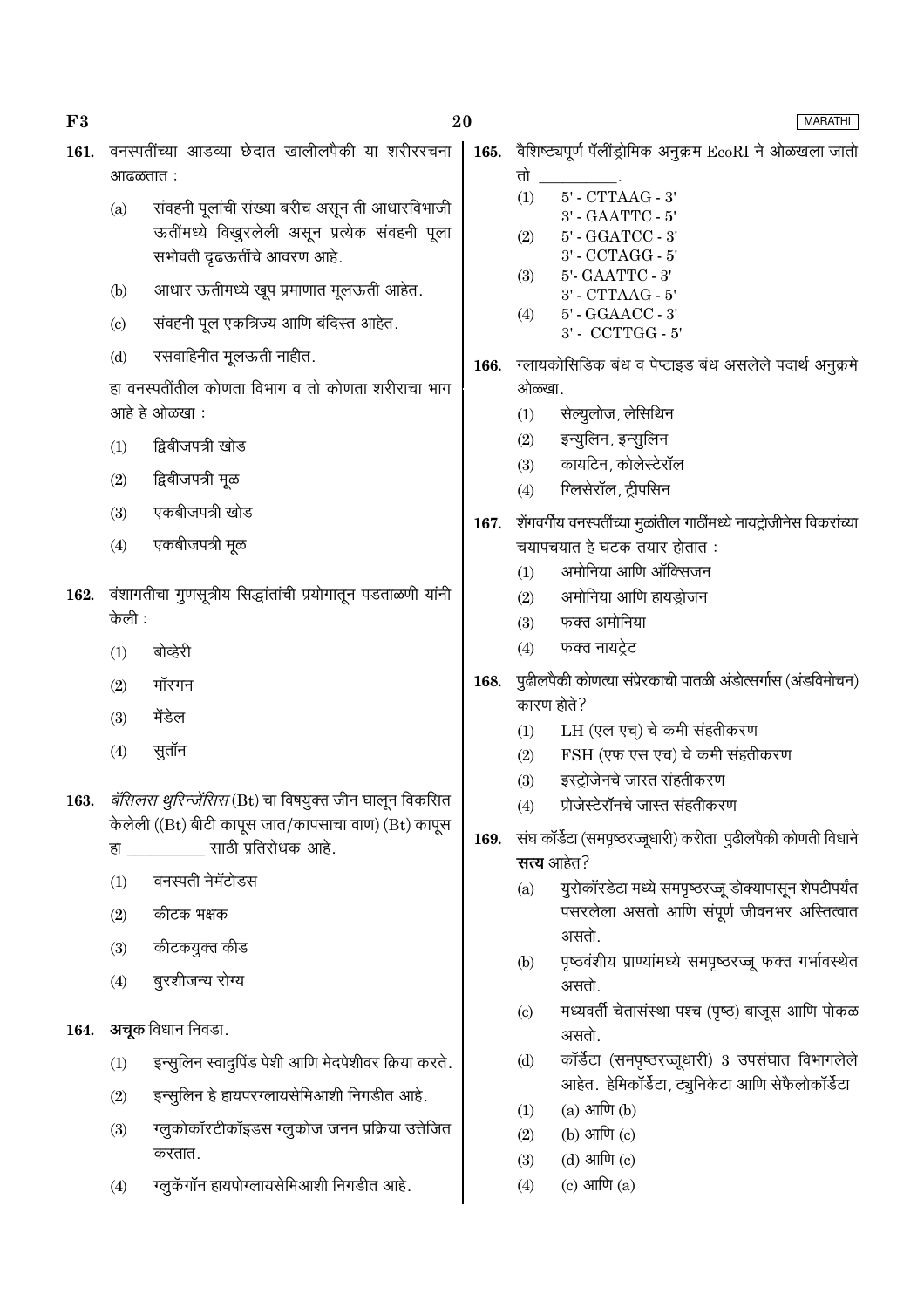161. वनस्पतींच्या आडव्या छेदात खालीलपैकी या शरीररचना आढळतात :

(a) संवहनी पूलांची संख्या बरीच असून ती आधारविभाजी ऊतींमध्ये विखुरलेली असून प्रत्येक संवहनी पूला सभोवती दृढऊतींचे आवरण आहे.

(b) आधार ऊतीमध्ये खूप प्रमाणात मूलऊती आहेत.

(c) संवहनी पूल एकत्रिज्य आणि बंदिस्त आहेत.

(d) रसवाहिनीत मूलऊती नाहीत.

हा वनस्पतींतील कोणता विभाग व तो कोणता शरीराचा भाग आहे हे ओळखा :

(1) द्विबीजपत्री खोड

(2) द्विबीजपत्री मूळ

(3) एकबीजपत्री खोड

(4) एकबीजपत्री मूळ

162. वंशागतीचा गुणसूत्रीय सिद्धांतांची प्रयोगातून पडताळणी यांनी केली :

(1) बोव्हेरी

(2) मॉरगन

(3) मेंडेल

(4) सुतॉन

163. *बॅसिलस थुरिन्जेंसिस* (Bt) चा विषयुक्त जीन घालून विकसित केलेली ((Bt) बीटी कापूस जात/कापसाचा वाण) (Bt) कापूस हा __________ साठी प्रतिरोधक आहे.

(1) वनस्पती नेमॅटोडस

(2) कीटक भक्षक

(3) कीटकयुक्त कीड

(4) बुरशीजन्य रोग्य

164. **अचूक** विधान निवडा.

(1) इन्सुलिन स्वादुपिंड पेशी आणि मेदपेशीवर क्रिया करते.

(2) इन्सुलिन हे हायपरग्लायसेमिआशी निगडीत आहे.

(3) ग्लुकोकॉरटीकॉइडस ग्लुकोज जनन प्रक्रिया उत्तेजित करतात.

(4) ग्लुकॅगॉन हायपोग्लायसेमिआशी निगडीत आहे.

165. वैशिष्ट्यपूर्ण पॅलींड्रोमिक अनुक्रम EcoRI ने ओळखला जातो तो __________.

(1) 5' - CTTAAG - 3'
3' - GAATTC - 5'

(2) 5' - GGATCC - 3'
3' - CCTAGG - 5'

(3) 5'- GAATTC - 3'
3' - CTTAAG - 5'

(4) 5' - GGAACC - 3'
3' - CCTTGG - 5'

166. ग्लायकोसिडिक बंध व पेप्टाइड बंध असलेले पदार्थ अनुक्रमे ओळखा.

(1) सेल्युलोज, लेसिथिन

(2) इन्युलिन, इन्सुलिन

(3) कायटिन, कोलेस्टेरॉल

(4) ग्लिसेरॉल, ट्रीपसिन

167. शेंगवर्गीय वनस्पतींच्या मुळांतील गाठींमध्ये नायट्रोजीनेस विकरांच्या चयापचयात हे घटक तयार होतात :

(1) अमोनिया आणि ऑक्सिजन

(2) अमोनिया आणि हायड्रोजन

(3) फक्त अमोनिया

(4) फक्त नायट्रेट

168. पुढीलपैकी कोणत्या संप्रेरकाची पातळी अंडोत्सर्गास (अंडविमोचन) कारण होते?

(1) LH (एल एच) चे कमी संहतीकरण

(2) FSH (एफ एस एच) चे कमी संहतीकरण

(3) इस्ट्रोजेनचे जास्त संहतीकरण

(4) प्रोजेस्टेरॉनचे जास्त संहतीकरण

169. संघ कॉर्डेटा (समपृष्ठरज्जूधारी) करीता पुढीलपैकी कोणती विधाने **सत्य** आहेत?

(a) युरोकॉरडेटा मध्ये समपृष्ठरज्जू डोक्यापासून शेपटीपर्यंत पसरलेला असतो आणि संपूर्ण जीवनभर अस्तित्वात असतो.

(b) पृष्ठवंशीय प्राण्यांमध्ये समपृष्ठरज्जू फक्त गर्भावस्थेत असतो.

(c) मध्यवर्ती चेतासंस्था पश्च (पृष्ठ) बाजूस आणि पोकळ असतो.

(d) कॉर्डेटा (समपृष्ठरज्जूधारी) 3 उपसंघात विभागलेले आहेत. हेमिकॉर्डेटा, ट्युनिकेटा आणि सेफैलोकॉर्डेटा

(1) (a) आणि (b)

(2) (b) आणि (c)

(3) (d) आणि (c)

(4) (c) आणि (a)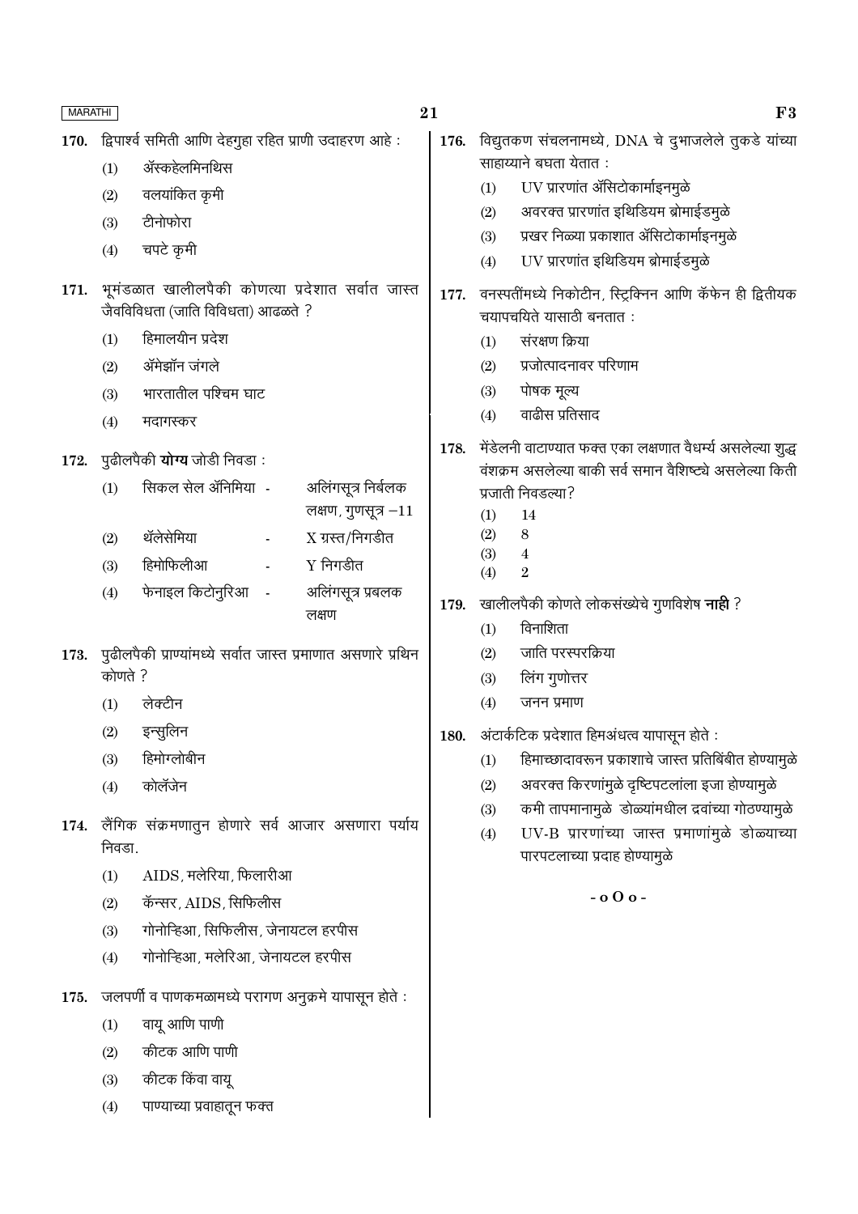170. द्विपार्श्व समिती आणि देहगुहा रहित प्राणी उदाहरण आहे :

(1) ॲस्कहेलमिनथिस

(2) वलयांकित कृमी

(3) टीनोफोरा

(4) चपटे कृमी

171. भूमंडळात खालीलपैकी कोणत्या प्रदेशात सर्वात जास्त जैवविविधता (जाति विविधता) आढळते ?

(1) हिमालयीन प्रदेश

(2) ॲमेझॉन जंगले

(3) भारतातील पश्चिम घाट

(4) मदागस्कर

172. पुढीलपैकी **योग्य** जोडी निवडा :

| | | | |
|---|---|---|---|
| (1) | सिकल सेल ॲनिमिया | - | अलिंगसूत्र निर्बलक लक्षण, गुणसूत्र –11 |
| (2) | थॅलेसेमिया | - | X ग्रस्त/निगडीत |
| (3) | हिमोफिलीआ | - | Y निगडीत |
| (4) | फेनाइल किटोनुरिआ | - | अलिंगसूत्र प्रबलक लक्षण |

173. पुढीलपैकी प्राण्यांमध्ये सर्वात जास्त प्रमाणात असणारे प्रथिन कोणते ?

(1) लेक्टीन

(2) इन्सुलिन

(3) हिमोग्लोबीन

(4) कोलॅजेन

174. लैंगिक संक्रमणातुन होणारे सर्व आजार असणारा पर्याय निवडा.

(1) AIDS, मलेरिया, फिलारीआ

(2) कॅन्सर, AIDS, सिफिलीस

(3) गोनोऱ्हिआ, सिफिलीस, जेनायटल हरपीस

(4) गोनोऱ्हिआ, मलेरिआ, जेनायटल हरपीस

175. जलपर्णी व पाणकमळामध्ये परागण अनुक्रमे यापासून होते :

(1) वायू आणि पाणी

(2) कीटक आणि पाणी

(3) कीटक किंवा वायू

(4) पाण्याच्या प्रवाहातून फक्त

176. विद्युतकण संचलनामध्ये, DNA चे दुभाजलेले तुकडे यांच्या साहाय्याने बघता येतात :

(1) UV प्रारणांत ॲसिटोकार्माइनमुळे

(2) अवरक्त प्रारणांत इथिडियम ब्रोमाईडमुळे

(3) प्रखर निळ्या प्रकाशात ॲसिटोकार्माइनमुळे

(4) UV प्रारणांत इथिडियम ब्रोमाईडमुळे

177. वनस्पतींमध्ये निकोटीन, स्ट्रिक्निन आणि कॅफेन ही द्वितीयक चयापचयिते यासाठी बनतात :

(1) संरक्षण क्रिया

(2) प्रजोत्पादनावर परिणाम

(3) पोषक मूल्य

(4) वाढीस प्रतिसाद

178. मेंडेलनी वाटाण्यात फक्त एका लक्षणात वैधर्म्य असलेल्या शुद्ध वंशक्रम असलेल्या बाकी सर्व समान वैशिष्ट्ये असलेल्या किती प्रजाती निवडल्या?

(1) 14

(2) 8

(3) 4

(4) 2

179. खालीलपैकी कोणते लोकसंख्येचे गुणविशेष **नाही** ?

(1) विनाशिता

(2) जाति परस्परक्रिया

(3) लिंग गुणोत्तर

(4) जनन प्रमाण

180. अंटार्कटिक प्रदेशात हिमअंधत्व यापासून होते :

(1) हिमाच्छादावरून प्रकाशाचे जास्त प्रतिबिंबीत होण्यामुळे

(2) अवरक्त किरणांमुळे दृष्टिपटलांला इजा होण्यामुळे

(3) कमी तापमानामुळे डोळ्यांमधील द्रवांच्या गोठण्यामुळे

(4) UV-B प्रारणांच्या जास्त प्रमाणांमुळे डोळ्याच्या पारपटलाच्या प्रदाह होण्यामुळे

- o O o -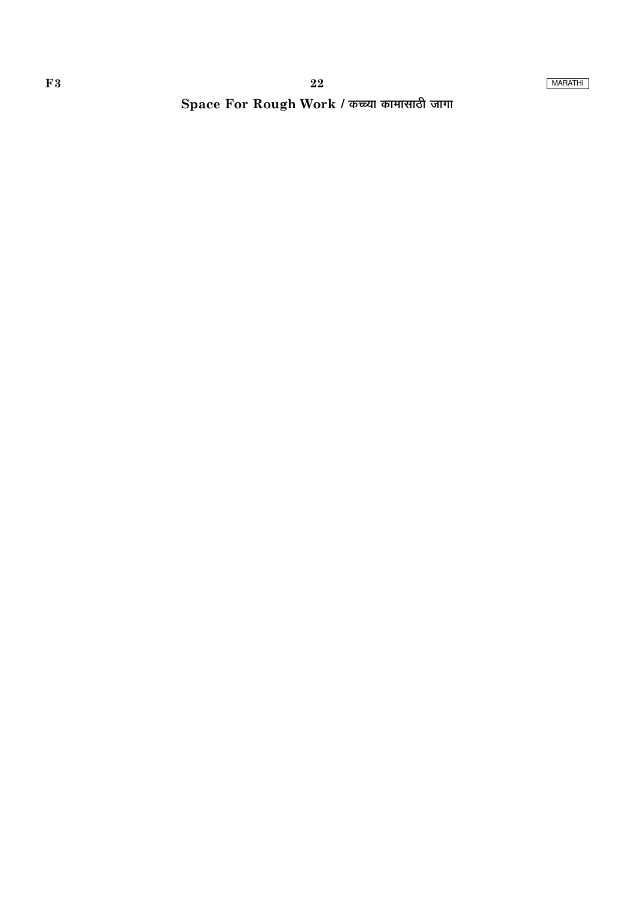**Space For Rough Work / कच्च्या कामासाठी जागा**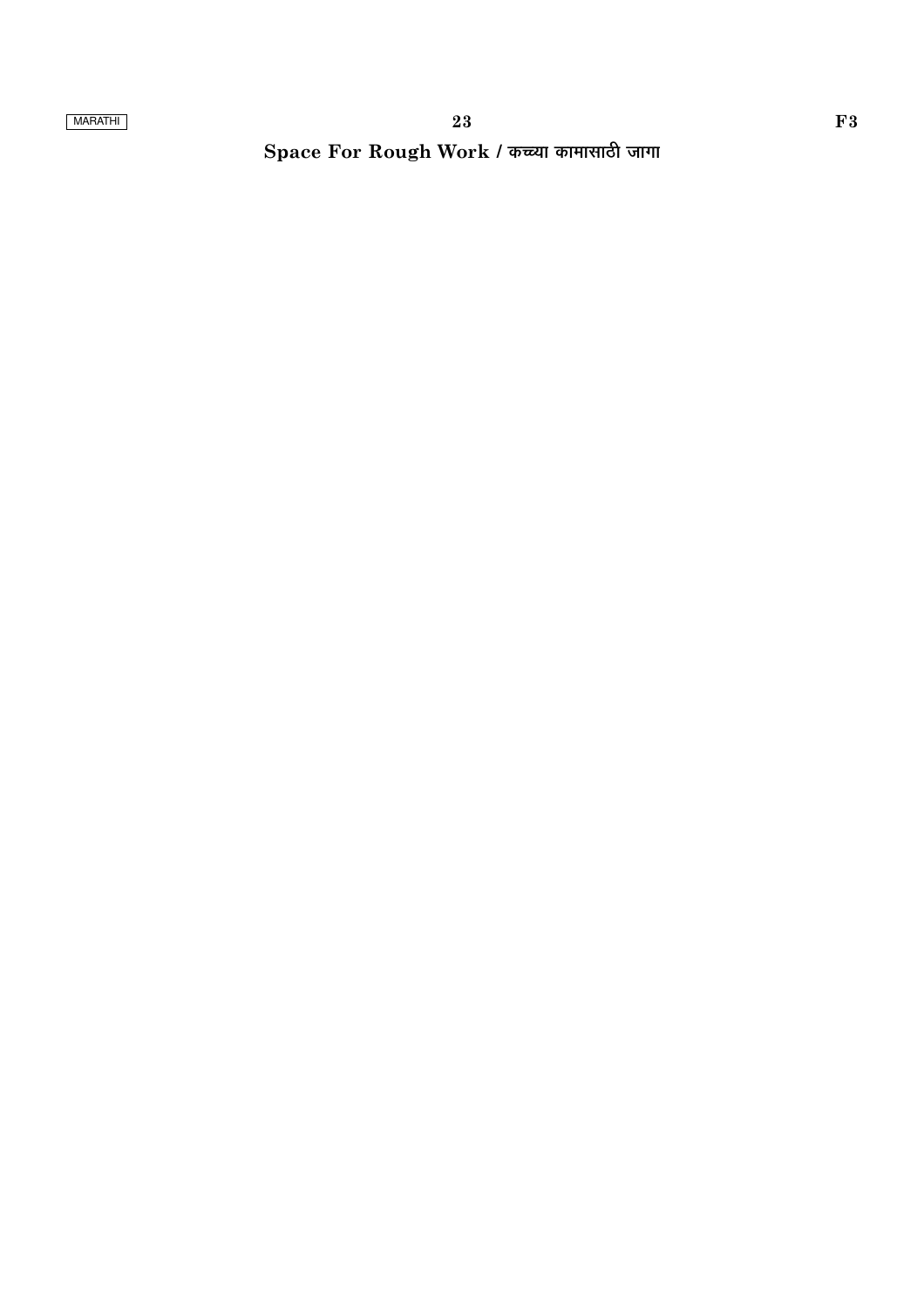Space For Rough Work / कच्च्या कामासाठी जागा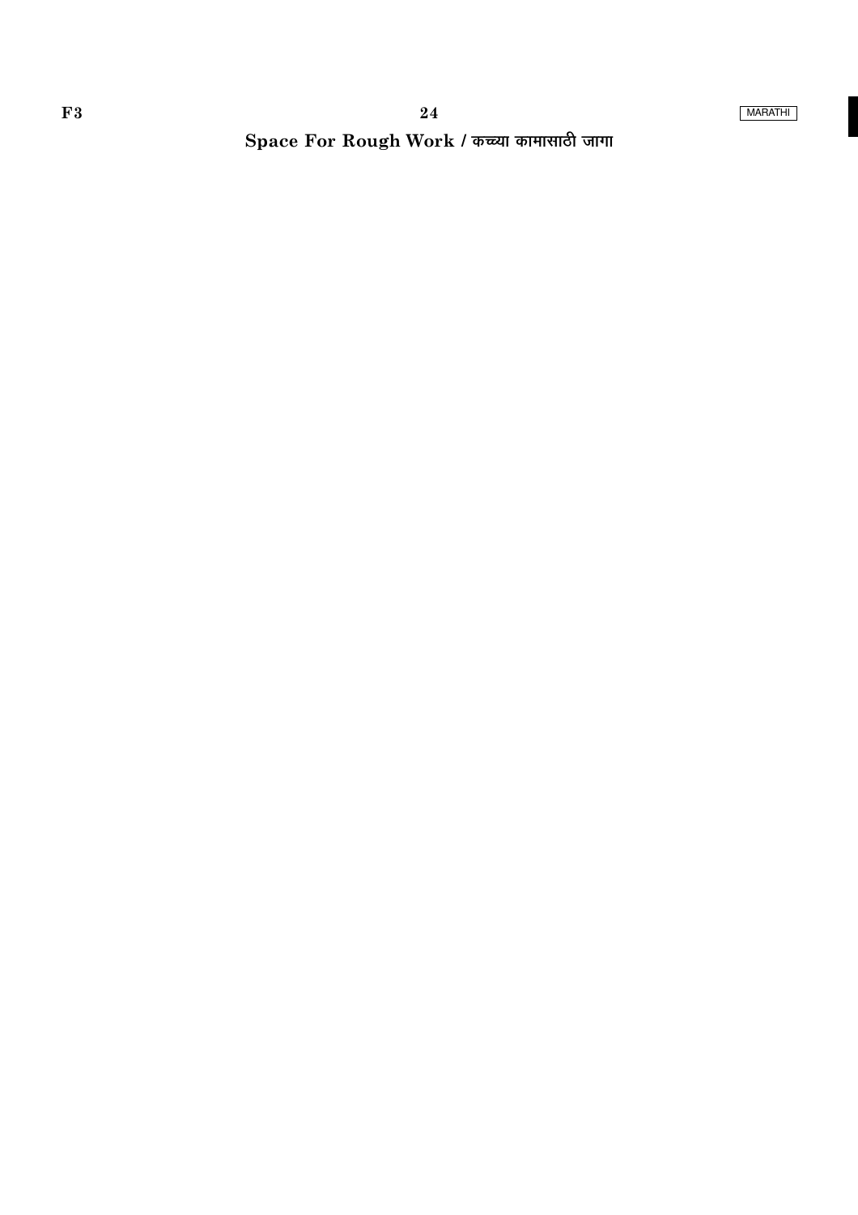**Space For Rough Work / कच्च्या कामासाठी जागा**